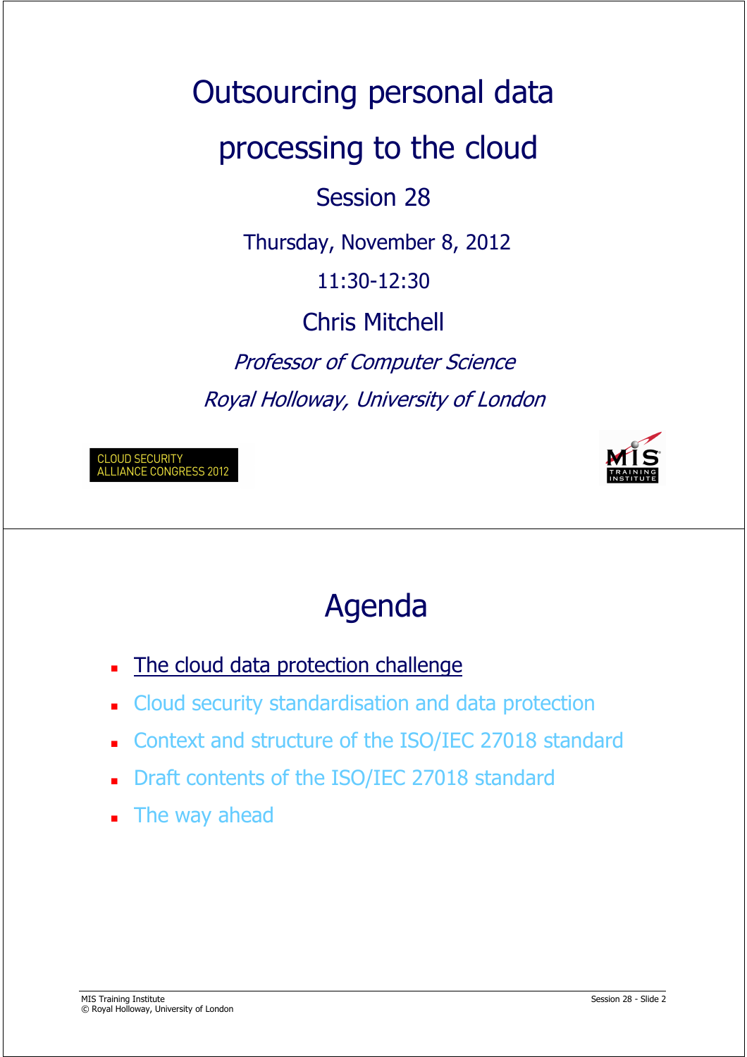# Outsourcing personal data processing to the cloud

## Session 28

Thursday, November 8, 2012

11:30-12:30

Chris Mitchell

*Professor of Computer Science*

*Royal Holloway, University of London*

CLOUD SECURITY ALLIANCE CONGRESS 2012

MIS TRAINING INSTITUTE

---

# Agenda

- The cloud data protection challenge
- Cloud security standardisation and data protection
- Context and structure of the ISO/IEC 27018 standard
- Draft contents of the ISO/IEC 27018 standard
- The way ahead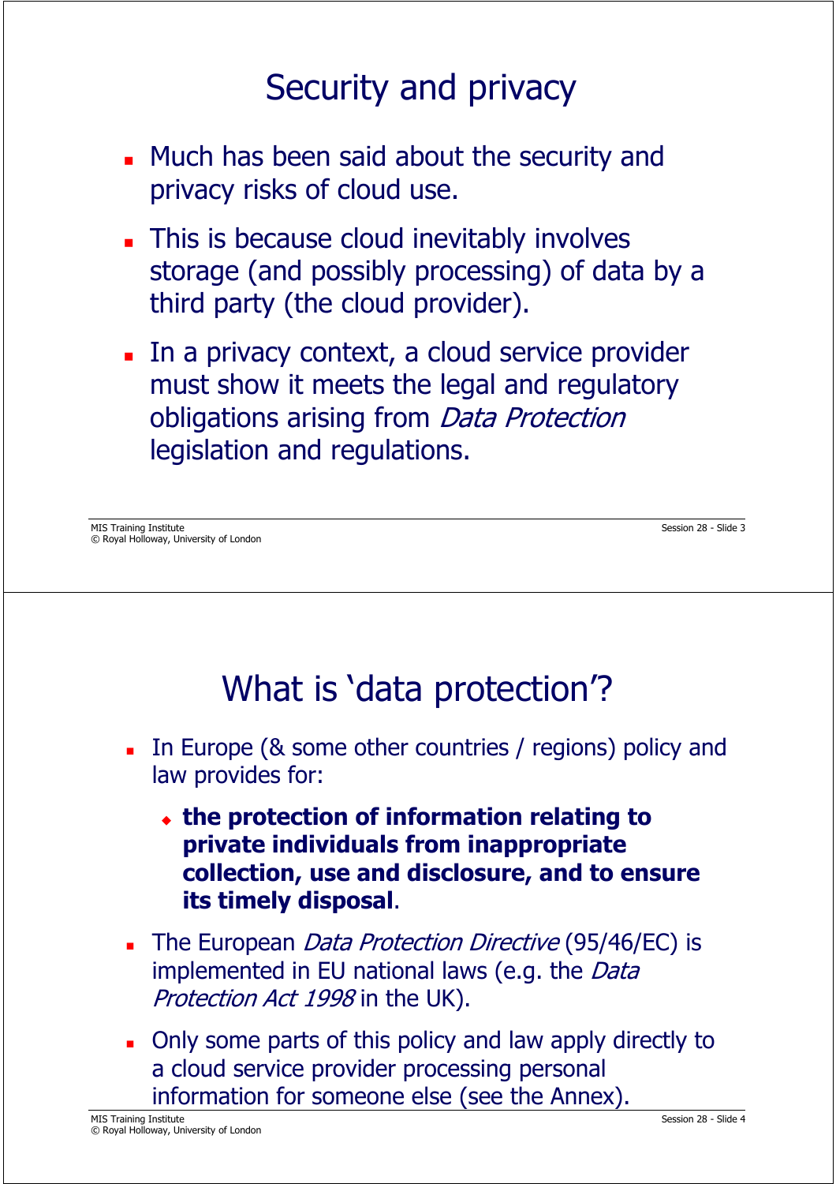## Security and privacy

- Much has been said about the security and privacy risks of cloud use.
- This is because cloud inevitably involves storage (and possibly processing) of data by a third party (the cloud provider).
- In a privacy context, a cloud service provider must show it meets the legal and regulatory obligations arising from *Data Protection* legislation and regulations.

## What is 'data protection'?

- In Europe (& some other countries / regions) policy and law provides for:
  - **the protection of information relating to private individuals from inappropriate collection, use and disclosure, and to ensure its timely disposal**.
- The European *Data Protection Directive* (95/46/EC) is implemented in EU national laws (e.g. the *Data Protection Act 1998* in the UK).
- Only some parts of this policy and law apply directly to a cloud service provider processing personal information for someone else (see the Annex).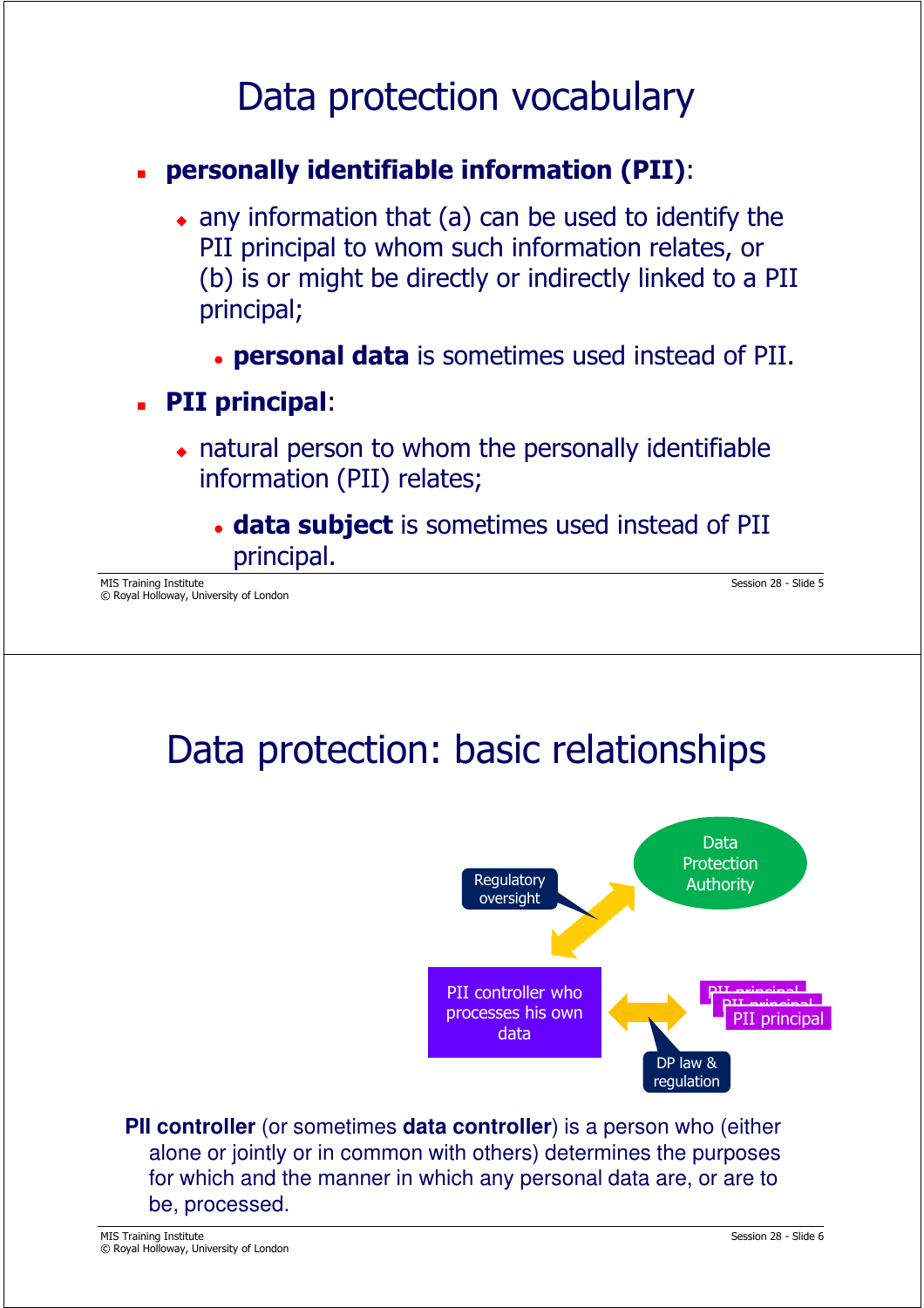# Data protection vocabulary

- **personally identifiable information (PII)**:
  - any information that (a) can be used to identify the PII principal to whom such information relates, or (b) is or might be directly or indirectly linked to a PII principal;
    - **personal data** is sometimes used instead of PII.
- **PII principal**:
  - natural person to whom the personally identifiable information (PII) relates;
    - **data subject** is sometimes used instead of PII principal.

# Data protection: basic relationships

Data Protection Authority

Regulatory oversight

PII controller who processes his own data

PII principal

DP law & regulation

**PII controller** (or sometimes **data controller**) is a person who (either alone or jointly or in common with others) determines the purposes for which and the manner in which any personal data are, or are to be, processed.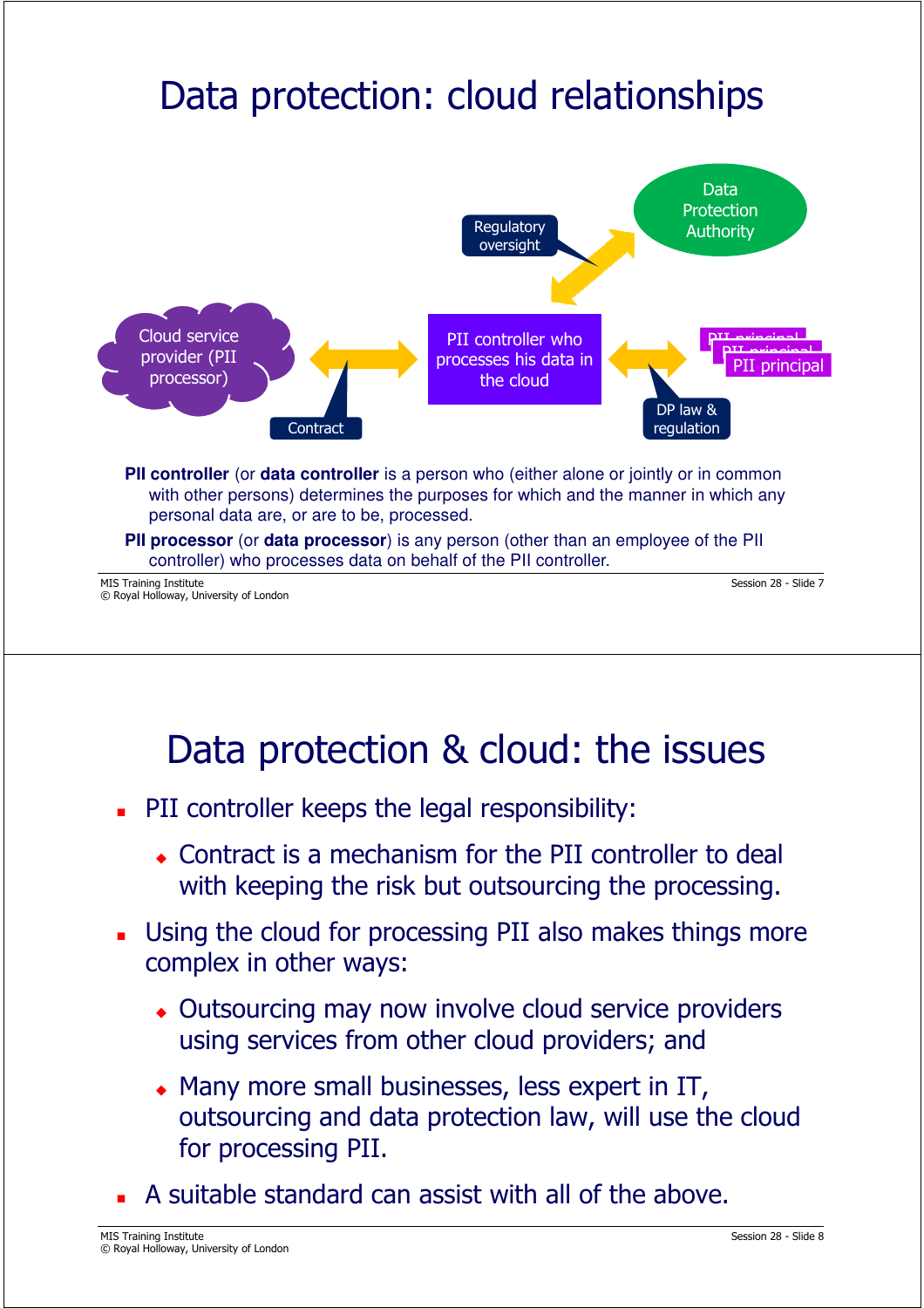# Data protection: cloud relationships

Regulatory oversight

Data Protection Authority

Cloud service provider (PII processor)

PII controller who processes his data in the cloud

PII principal

PII principal

PII principal

Contract

DP law & regulation

**PII controller** (or **data controller** is a person who (either alone or jointly or in common with other persons) determines the purposes for which and the manner in which any personal data are, or are to be, processed.

**PII processor** (or **data processor**) is any person (other than an employee of the PII controller) who processes data on behalf of the PII controller.

# Data protection & cloud: the issues

- PII controller keeps the legal responsibility:
  - Contract is a mechanism for the PII controller to deal with keeping the risk but outsourcing the processing.
- Using the cloud for processing PII also makes things more complex in other ways:
  - Outsourcing may now involve cloud service providers using services from other cloud providers; and
  - Many more small businesses, less expert in IT, outsourcing and data protection law, will use the cloud for processing PII.
- A suitable standard can assist with all of the above.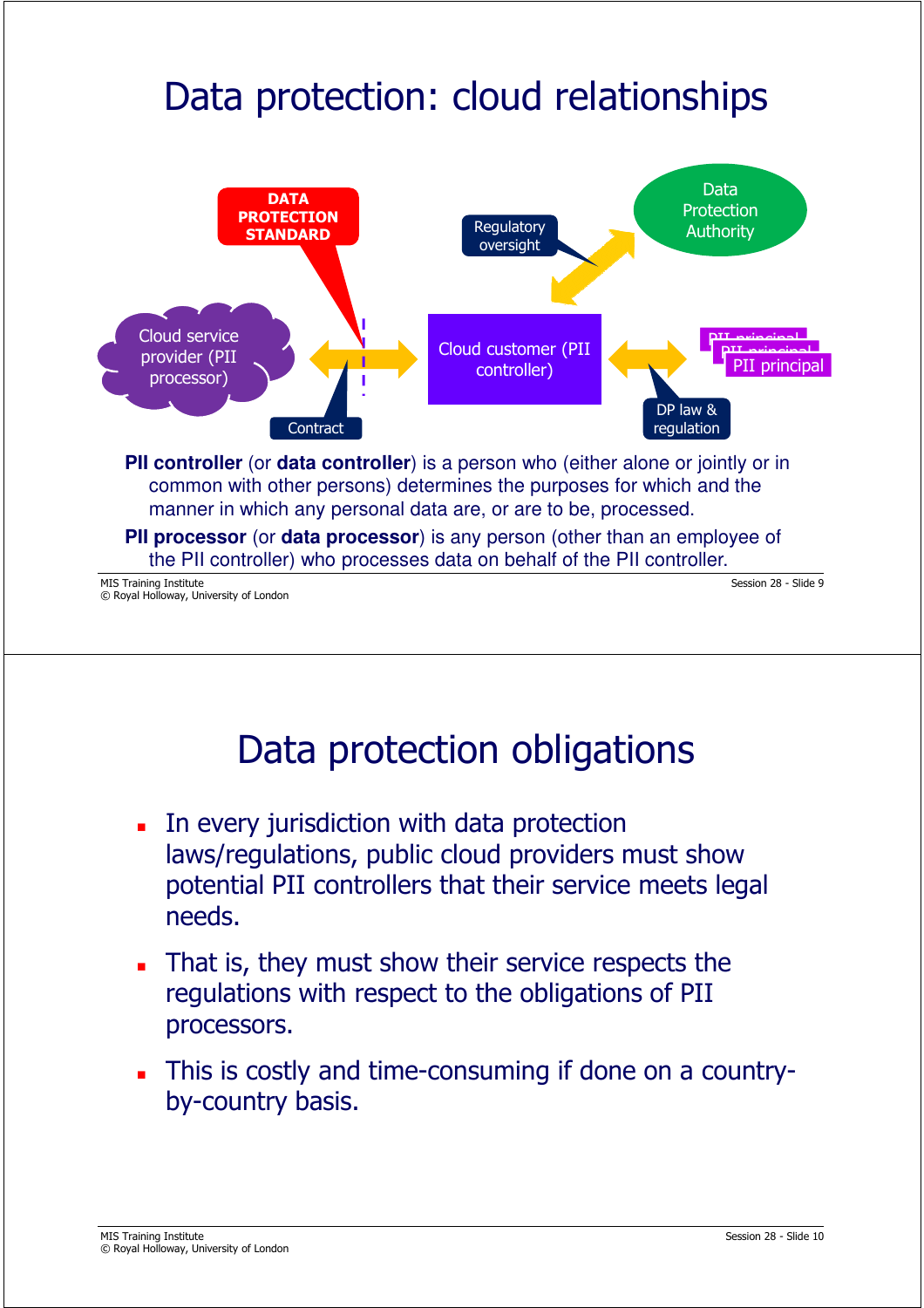# Data protection: cloud relationships

DATA PROTECTION STANDARD

Regulatory oversight

Data Protection Authority

Cloud service provider (PII processor)

Cloud customer (PII controller)

PII principal

Contract

DP law & regulation

**PII controller** (or **data controller**) is a person who (either alone or jointly or in common with other persons) determines the purposes for which and the manner in which any personal data are, or are to be, processed.

**PII processor** (or **data processor**) is any person (other than an employee of the PII controller) who processes data on behalf of the PII controller.

# Data protection obligations

- In every jurisdiction with data protection laws/regulations, public cloud providers must show potential PII controllers that their service meets legal needs.
- That is, they must show their service respects the regulations with respect to the obligations of PII processors.
- This is costly and time-consuming if done on a country-by-country basis.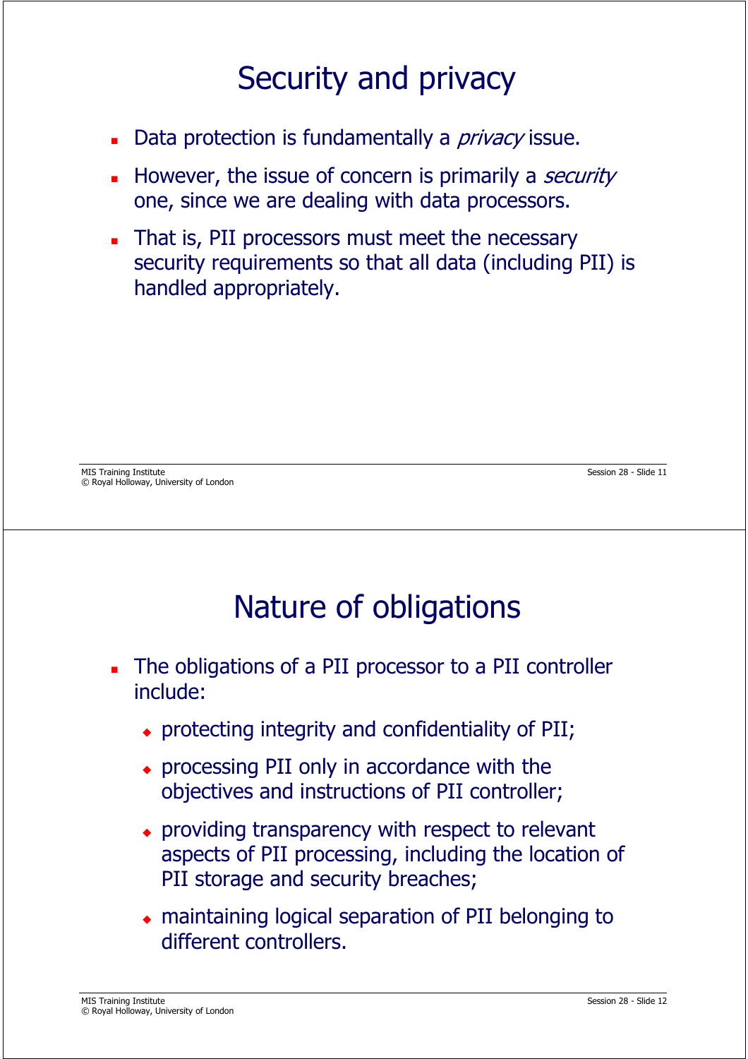# Security and privacy

- Data protection is fundamentally a *privacy* issue.
- However, the issue of concern is primarily a *security* one, since we are dealing with data processors.
- That is, PII processors must meet the necessary security requirements so that all data (including PII) is handled appropriately.

# Nature of obligations

- The obligations of a PII processor to a PII controller include:
  - protecting integrity and confidentiality of PII;
  - processing PII only in accordance with the objectives and instructions of PII controller;
  - providing transparency with respect to relevant aspects of PII processing, including the location of PII storage and security breaches;
  - maintaining logical separation of PII belonging to different controllers.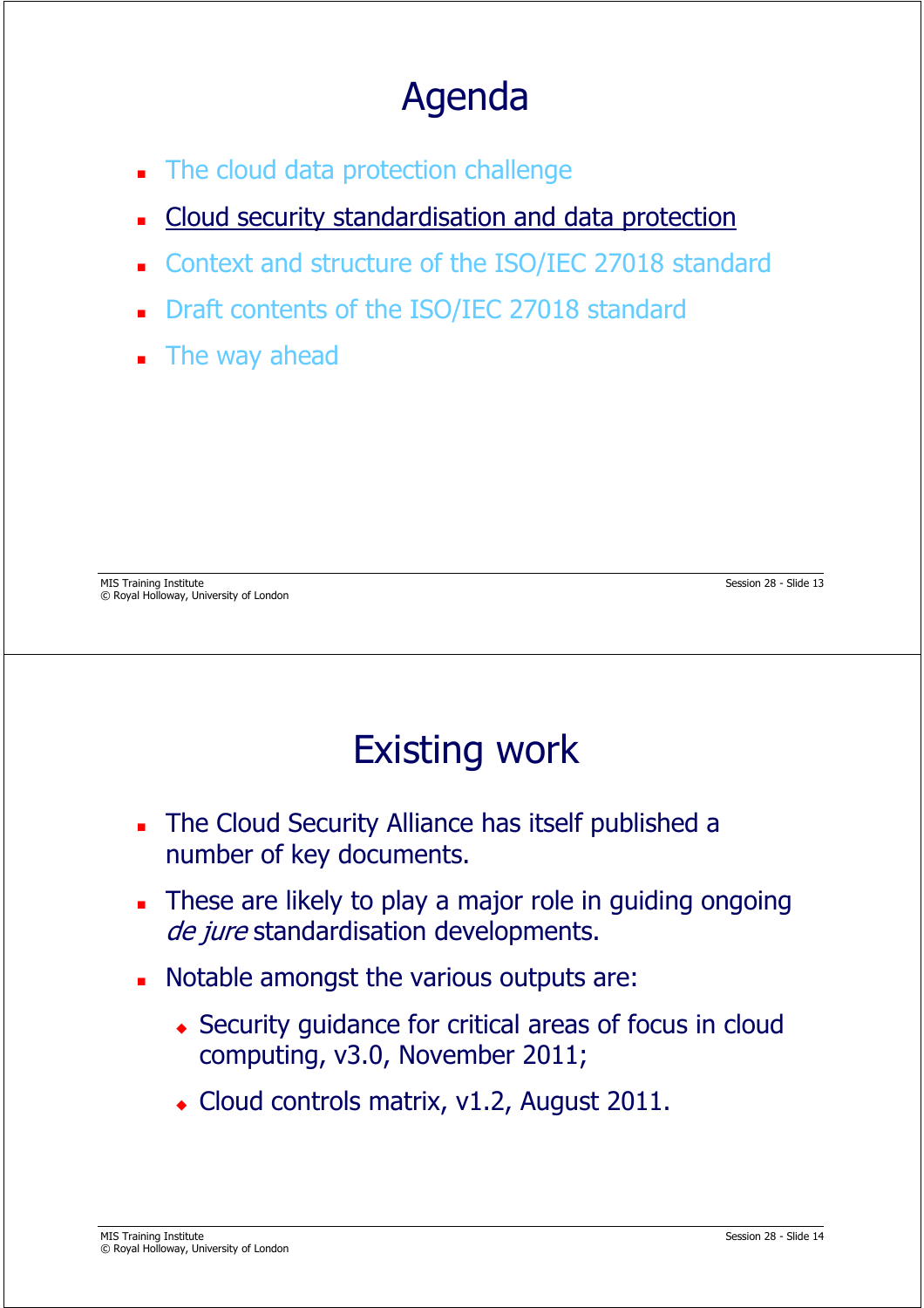# Agenda

- The cloud data protection challenge
- <u>Cloud security standardisation and data protection</u>
- Context and structure of the ISO/IEC 27018 standard
- Draft contents of the ISO/IEC 27018 standard
- The way ahead

# Existing work

- The Cloud Security Alliance has itself published a number of key documents.
- These are likely to play a major role in guiding ongoing *de jure* standardisation developments.
- Notable amongst the various outputs are:
  - Security guidance for critical areas of focus in cloud computing, v3.0, November 2011;
  - Cloud controls matrix, v1.2, August 2011.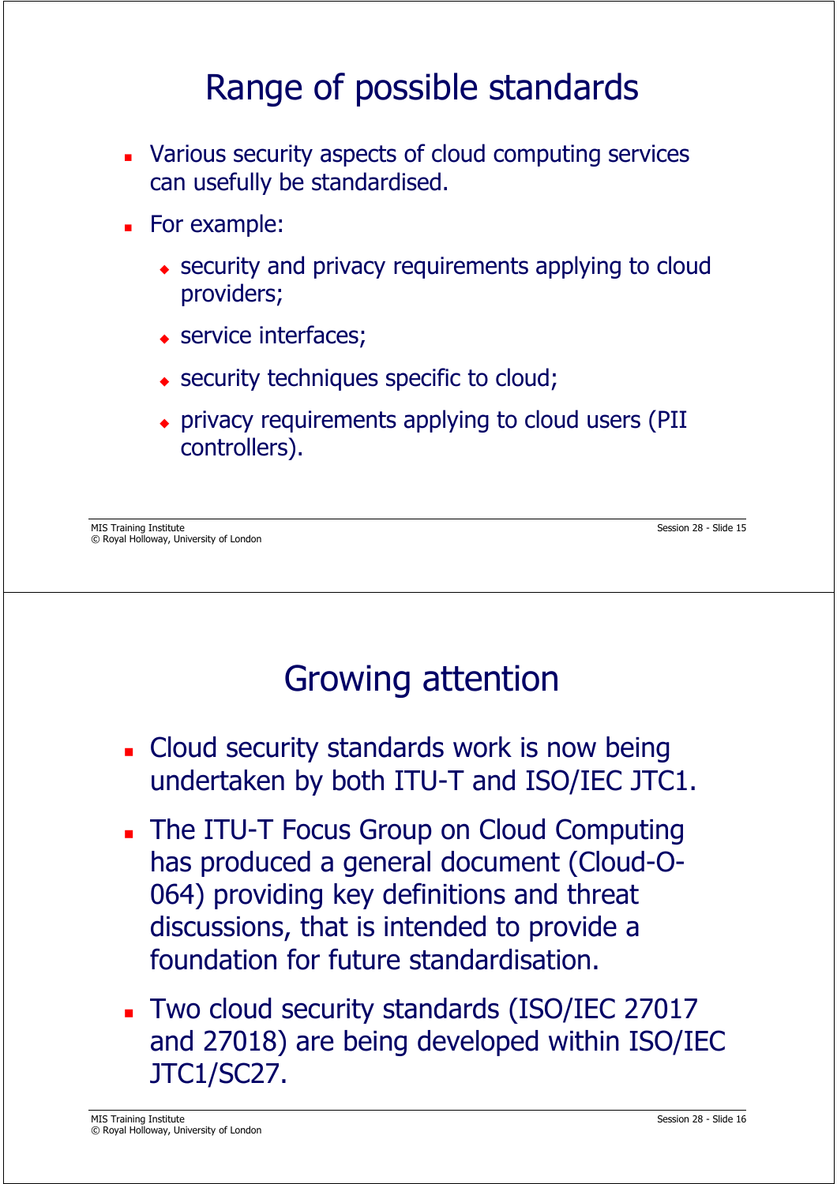# Range of possible standards

- Various security aspects of cloud computing services can usefully be standardised.
- For example:
  - security and privacy requirements applying to cloud providers;
  - service interfaces;
  - security techniques specific to cloud;
  - privacy requirements applying to cloud users (PII controllers).

# Growing attention

- Cloud security standards work is now being undertaken by both ITU-T and ISO/IEC JTC1.
- The ITU-T Focus Group on Cloud Computing has produced a general document (Cloud-O-064) providing key definitions and threat discussions, that is intended to provide a foundation for future standardisation.
- Two cloud security standards (ISO/IEC 27017 and 27018) are being developed within ISO/IEC JTC1/SC27.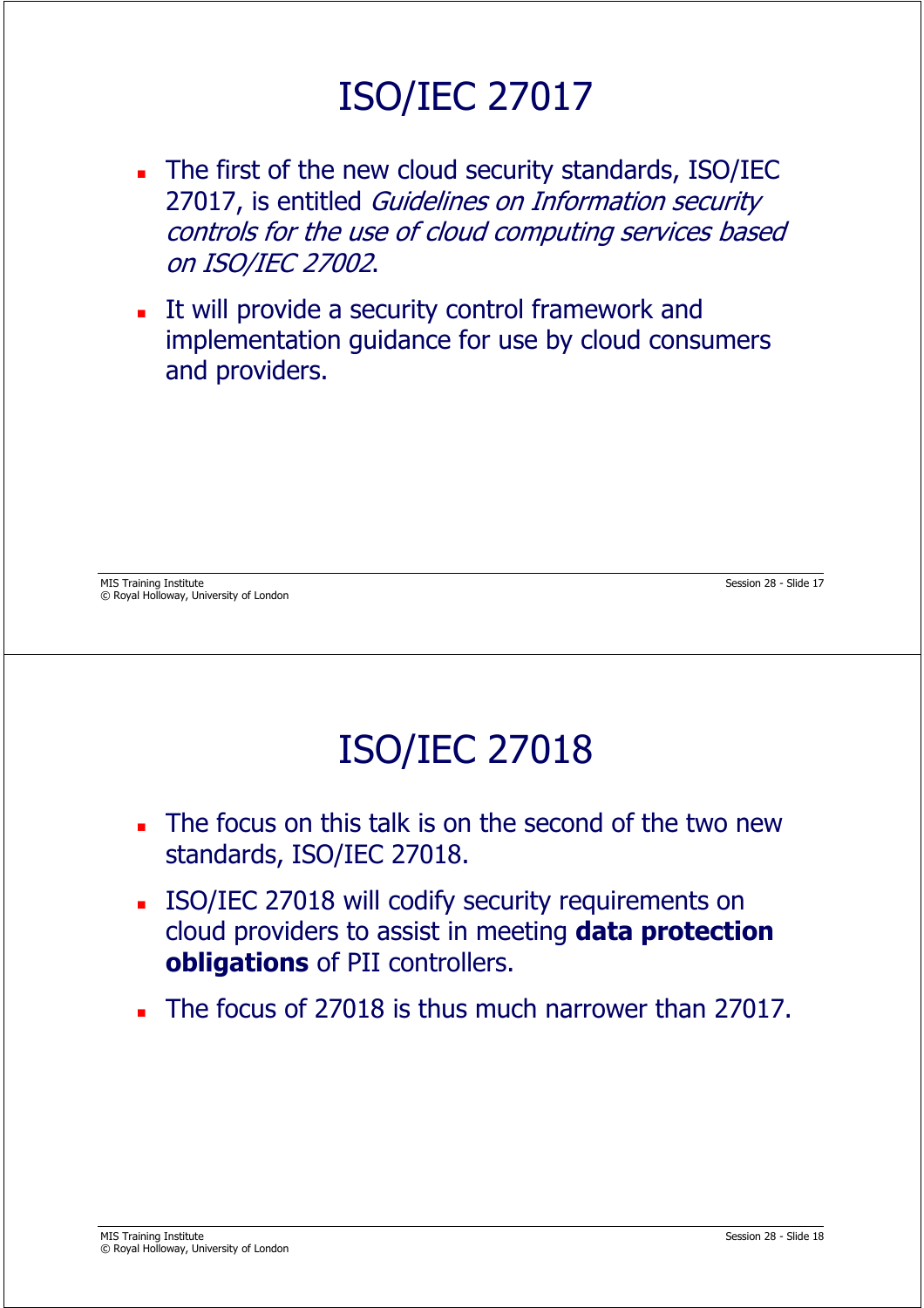# ISO/IEC 27017

- The first of the new cloud security standards, ISO/IEC 27017, is entitled *Guidelines on Information security controls for the use of cloud computing services based on ISO/IEC 27002*.
- It will provide a security control framework and implementation guidance for use by cloud consumers and providers.

# ISO/IEC 27018

- The focus on this talk is on the second of the two new standards, ISO/IEC 27018.
- ISO/IEC 27018 will codify security requirements on cloud providers to assist in meeting **data protection obligations** of PII controllers.
- The focus of 27018 is thus much narrower than 27017.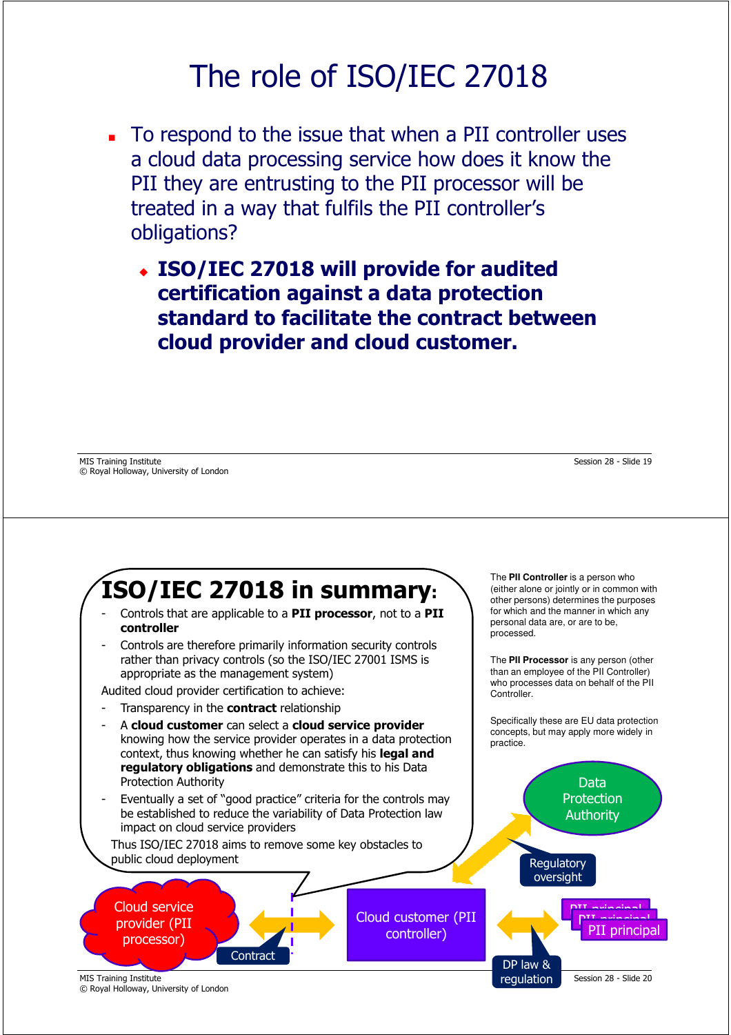# The role of ISO/IEC 27018

- To respond to the issue that when a PII controller uses a cloud data processing service how does it know the PII they are entrusting to the PII processor will be treated in a way that fulfils the PII controller's obligations?
  - **ISO/IEC 27018 will provide for audited certification against a data protection standard to facilitate the contract between cloud provider and cloud customer.**

---

# ISO/IEC 27018 in summary:

- Controls that are applicable to a **PII processor**, not to a **PII controller**
- Controls are therefore primarily information security controls rather than privacy controls (so the ISO/IEC 27001 ISMS is appropriate as the management system)

Audited cloud provider certification to achieve:

- Transparency in the **contract** relationship
- A **cloud customer** can select a **cloud service provider** knowing how the service provider operates in a data protection context, thus knowing whether he can satisfy his **legal and regulatory obligations** and demonstrate this to his Data Protection Authority
- Eventually a set of "good practice" criteria for the controls may be established to reduce the variability of Data Protection law impact on cloud service providers

Thus ISO/IEC 27018 aims to remove some key obstacles to public cloud deployment

The **PII Controller** is a person who (either alone or jointly or in common with other persons) determines the purposes for which and the manner in which any personal data are, or are to be, processed.

The **PII Processor** is any person (other than an employee of the PII Controller) who processes data on behalf of the PII Controller.

Specifically these are EU data protection concepts, but may apply more widely in practice.

Cloud service provider (PII processor) — Contract — Cloud customer (PII controller) — DP law & regulation — PII principal

Cloud customer (PII controller) — Regulatory oversight — Data Protection Authority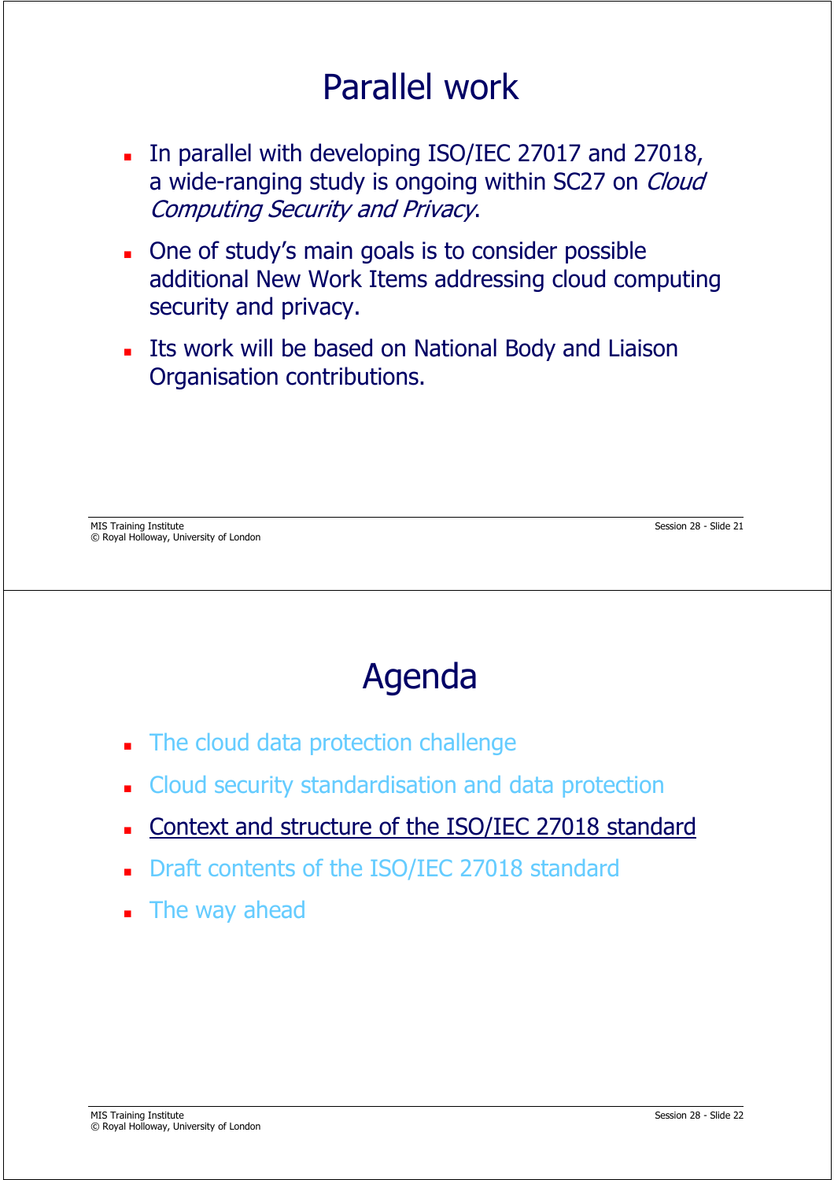# Parallel work

- In parallel with developing ISO/IEC 27017 and 27018, a wide-ranging study is ongoing within SC27 on *Cloud Computing Security and Privacy*.
- One of study's main goals is to consider possible additional New Work Items addressing cloud computing security and privacy.
- Its work will be based on National Body and Liaison Organisation contributions.

# Agenda

- The cloud data protection challenge
- Cloud security standardisation and data protection
- Context and structure of the ISO/IEC 27018 standard
- Draft contents of the ISO/IEC 27018 standard
- The way ahead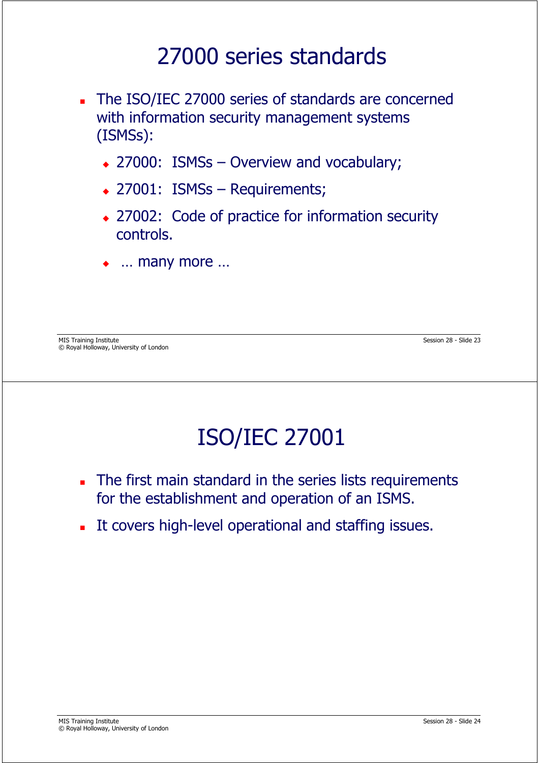# 27000 series standards

- The ISO/IEC 27000 series of standards are concerned with information security management systems (ISMSs):
  - 27000: ISMSs – Overview and vocabulary;
  - 27001: ISMSs – Requirements;
  - 27002: Code of practice for information security controls.
  - … many more …

# ISO/IEC 27001

- The first main standard in the series lists requirements for the establishment and operation of an ISMS.
- It covers high-level operational and staffing issues.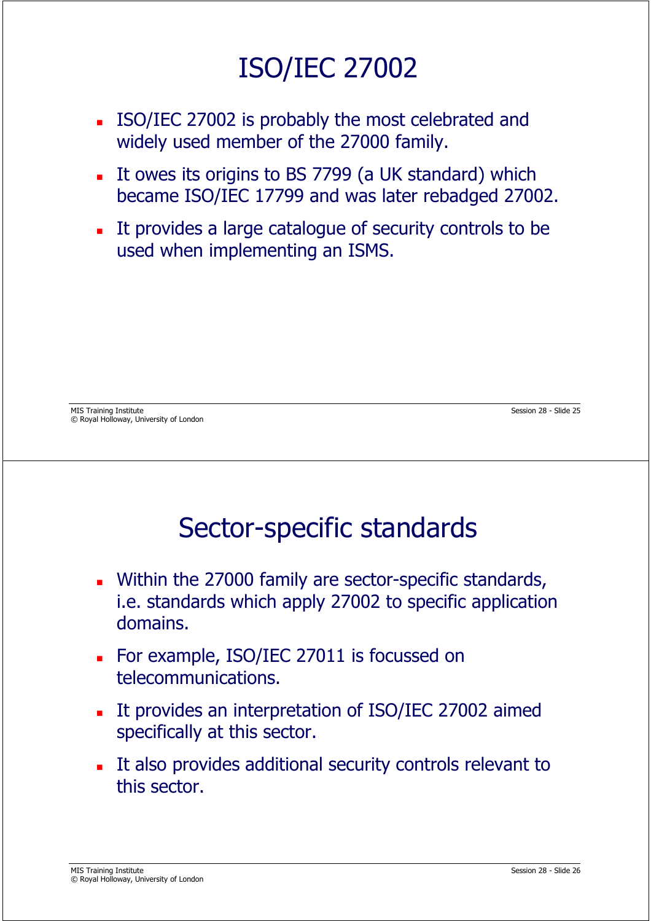# ISO/IEC 27002

- ISO/IEC 27002 is probably the most celebrated and widely used member of the 27000 family.
- It owes its origins to BS 7799 (a UK standard) which became ISO/IEC 17799 and was later rebadged 27002.
- It provides a large catalogue of security controls to be used when implementing an ISMS.

# Sector-specific standards

- Within the 27000 family are sector-specific standards, i.e. standards which apply 27002 to specific application domains.
- For example, ISO/IEC 27011 is focussed on telecommunications.
- It provides an interpretation of ISO/IEC 27002 aimed specifically at this sector.
- It also provides additional security controls relevant to this sector.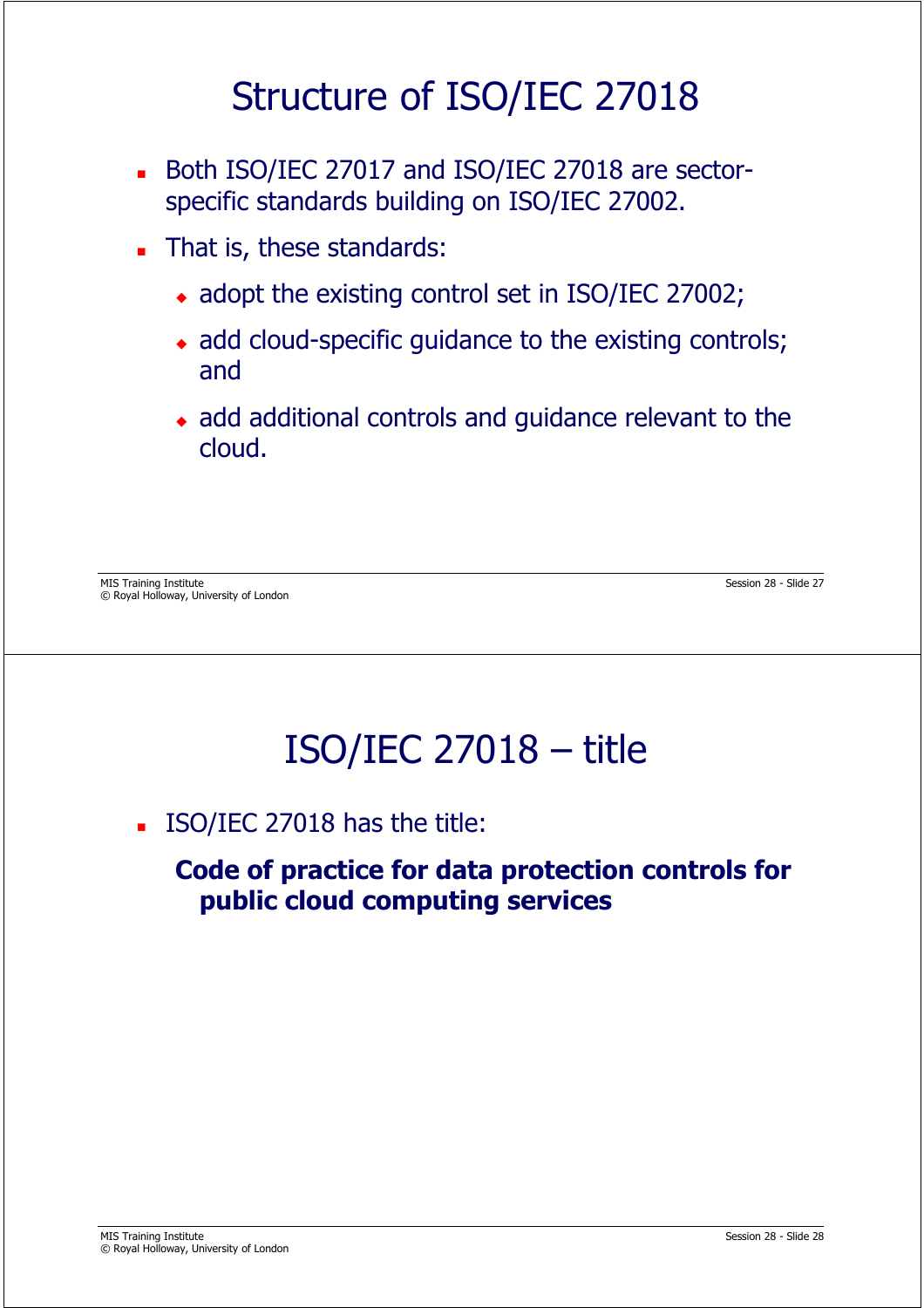# Structure of ISO/IEC 27018

- Both ISO/IEC 27017 and ISO/IEC 27018 are sector-specific standards building on ISO/IEC 27002.
- That is, these standards:
  - adopt the existing control set in ISO/IEC 27002;
  - add cloud-specific guidance to the existing controls; and
  - add additional controls and guidance relevant to the cloud.

# ISO/IEC 27018 – title

- ISO/IEC 27018 has the title:

  **Code of practice for data protection controls for public cloud computing services**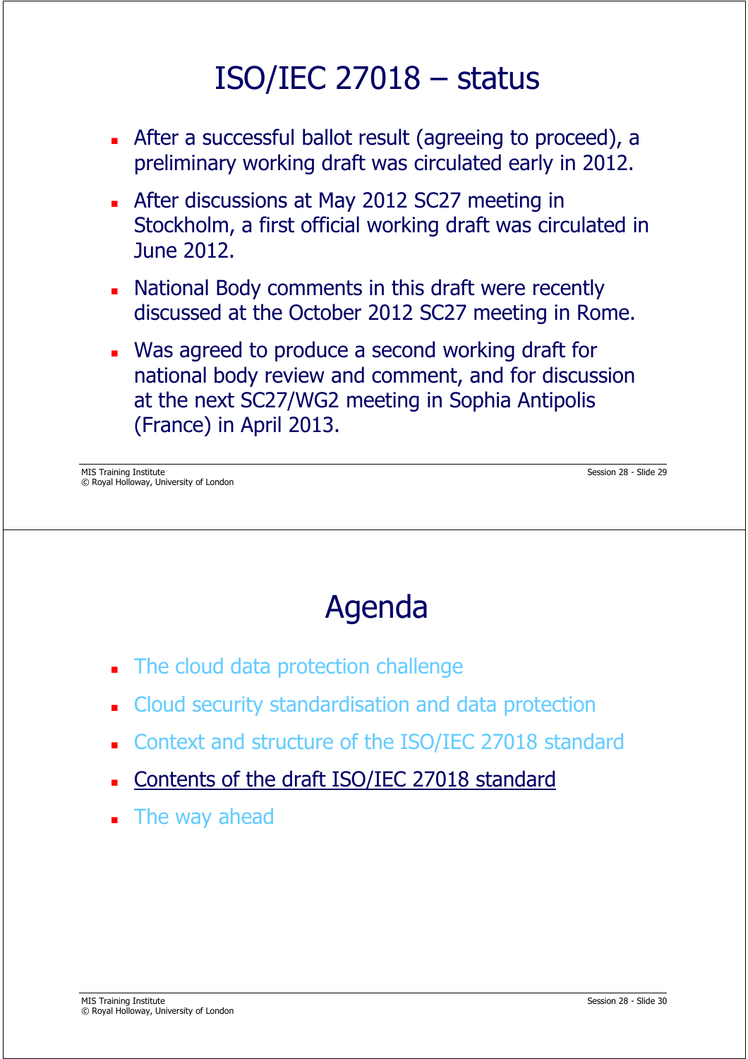# ISO/IEC 27018 – status

- After a successful ballot result (agreeing to proceed), a preliminary working draft was circulated early in 2012.
- After discussions at May 2012 SC27 meeting in Stockholm, a first official working draft was circulated in June 2012.
- National Body comments in this draft were recently discussed at the October 2012 SC27 meeting in Rome.
- Was agreed to produce a second working draft for national body review and comment, and for discussion at the next SC27/WG2 meeting in Sophia Antipolis (France) in April 2013.

# Agenda

- The cloud data protection challenge
- Cloud security standardisation and data protection
- Context and structure of the ISO/IEC 27018 standard
- Contents of the draft ISO/IEC 27018 standard
- The way ahead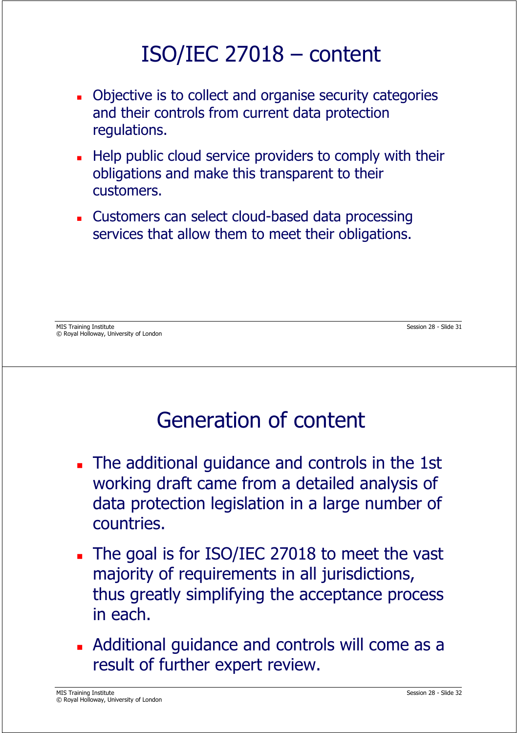# ISO/IEC 27018 – content

- Objective is to collect and organise security categories and their controls from current data protection regulations.
- Help public cloud service providers to comply with their obligations and make this transparent to their customers.
- Customers can select cloud-based data processing services that allow them to meet their obligations.

# Generation of content

- The additional guidance and controls in the 1st working draft came from a detailed analysis of data protection legislation in a large number of countries.
- The goal is for ISO/IEC 27018 to meet the vast majority of requirements in all jurisdictions, thus greatly simplifying the acceptance process in each.
- Additional guidance and controls will come as a result of further expert review.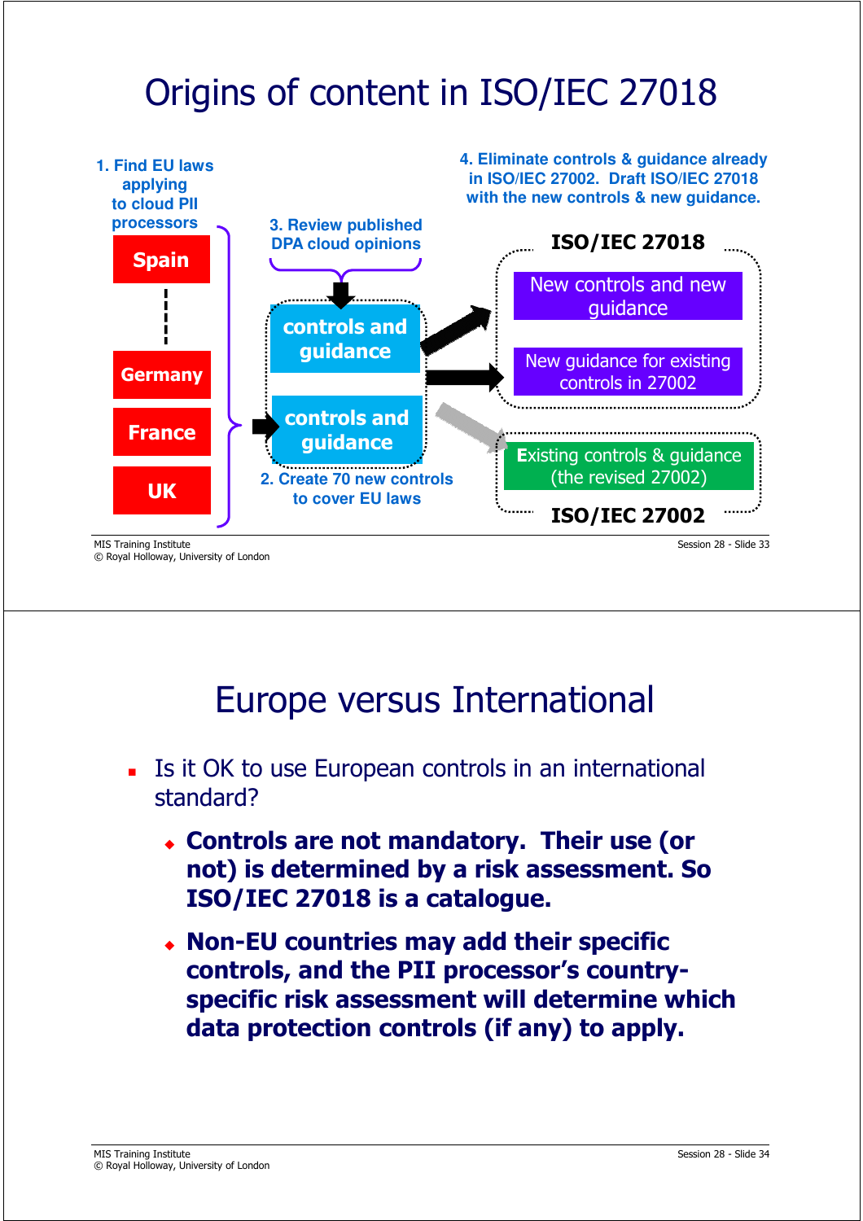# Origins of content in ISO/IEC 27018

1. Find EU laws applying to cloud PII processors

- Spain
- Germany
- France
- UK

2. Create 70 new controls to cover EU laws

3. Review published DPA cloud opinions

controls and guidance

controls and guidance

4. Eliminate controls & guidance already in ISO/IEC 27002. Draft ISO/IEC 27018 with the new controls & new guidance.

**ISO/IEC 27018**

- New controls and new guidance
- New guidance for existing controls in 27002

**ISO/IEC 27002**

- Existing controls & guidance (the revised 27002)

# Europe versus International

- Is it OK to use European controls in an international standard?
  - **Controls are not mandatory. Their use (or not) is determined by a risk assessment. So ISO/IEC 27018 is a catalogue.**
  - **Non-EU countries may add their specific controls, and the PII processor's country-specific risk assessment will determine which data protection controls (if any) to apply.**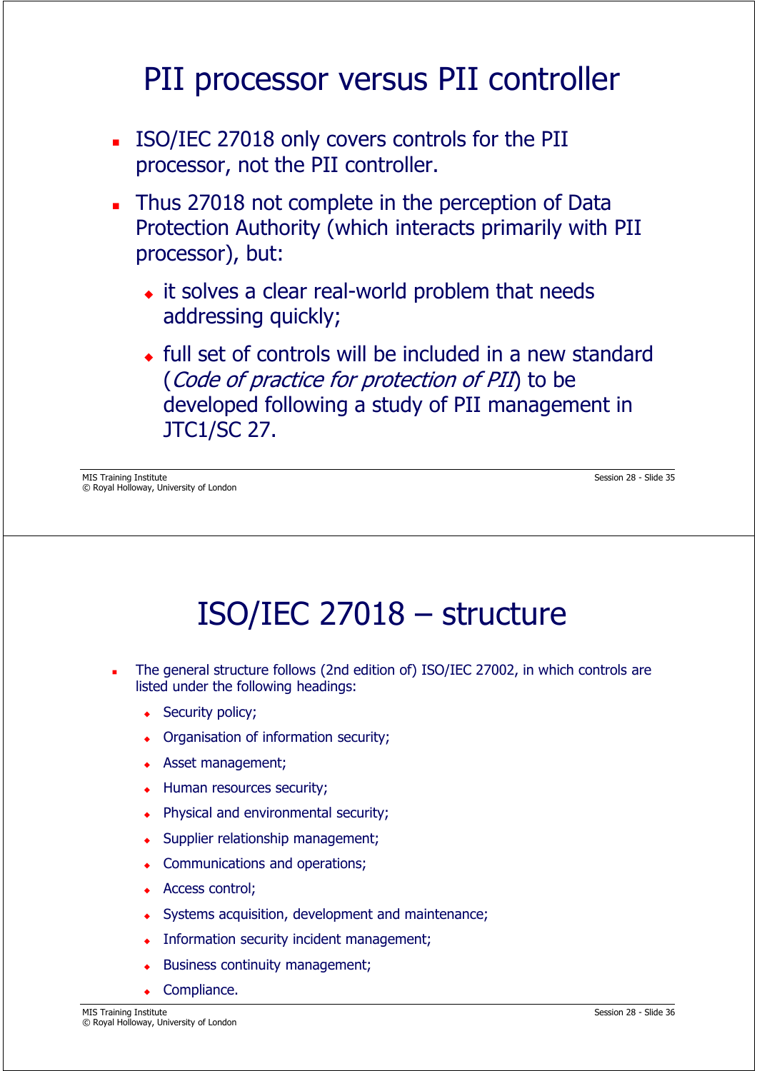# PII processor versus PII controller

- ISO/IEC 27018 only covers controls for the PII processor, not the PII controller.
- Thus 27018 not complete in the perception of Data Protection Authority (which interacts primarily with PII processor), but:
  - it solves a clear real-world problem that needs addressing quickly;
  - full set of controls will be included in a new standard (*Code of practice for protection of PII*) to be developed following a study of PII management in JTC1/SC 27.

# ISO/IEC 27018 – structure

- The general structure follows (2nd edition of) ISO/IEC 27002, in which controls are listed under the following headings:
  - Security policy;
  - Organisation of information security;
  - Asset management;
  - Human resources security;
  - Physical and environmental security;
  - Supplier relationship management;
  - Communications and operations;
  - Access control;
  - Systems acquisition, development and maintenance;
  - Information security incident management;
  - Business continuity management;
  - Compliance.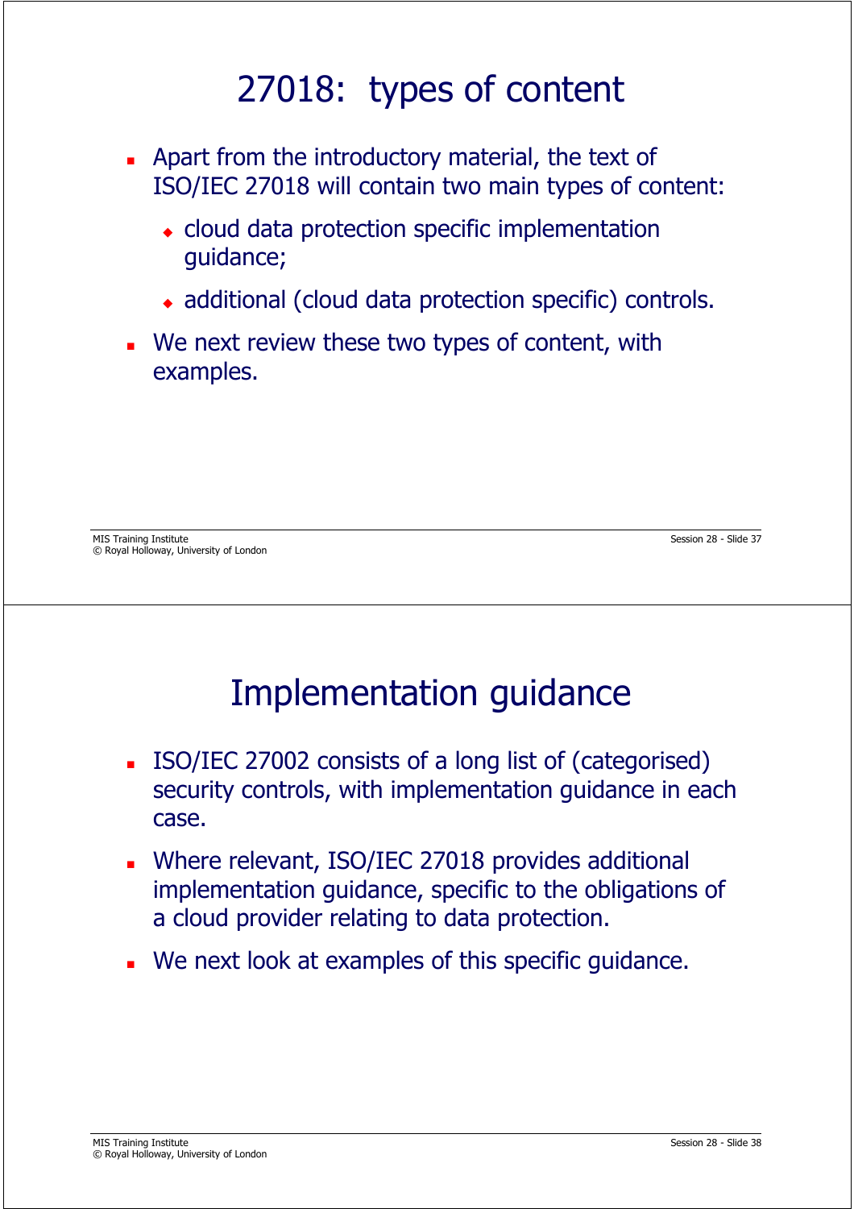# 27018: types of content

- Apart from the introductory material, the text of ISO/IEC 27018 will contain two main types of content:
  - cloud data protection specific implementation guidance;
  - additional (cloud data protection specific) controls.
- We next review these two types of content, with examples.

# Implementation guidance

- ISO/IEC 27002 consists of a long list of (categorised) security controls, with implementation guidance in each case.
- Where relevant, ISO/IEC 27018 provides additional implementation guidance, specific to the obligations of a cloud provider relating to data protection.
- We next look at examples of this specific guidance.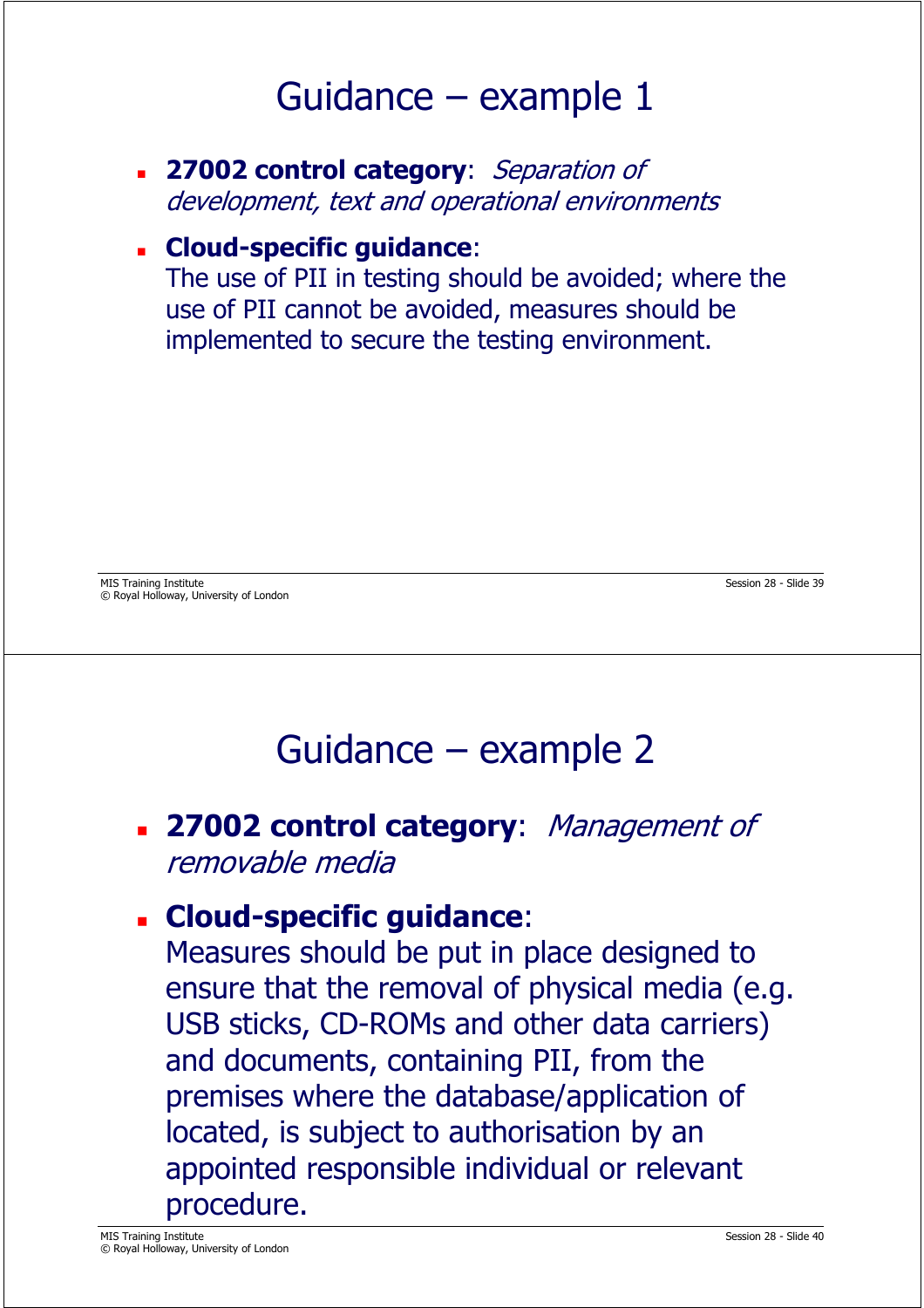# Guidance – example 1

- **27002 control category**: *Separation of development, text and operational environments*
- **Cloud-specific guidance**:
  The use of PII in testing should be avoided; where the use of PII cannot be avoided, measures should be implemented to secure the testing environment.

# Guidance – example 2

- **27002 control category**: *Management of removable media*
- **Cloud-specific guidance**:
  Measures should be put in place designed to ensure that the removal of physical media (e.g. USB sticks, CD-ROMs and other data carriers) and documents, containing PII, from the premises where the database/application of located, is subject to authorisation by an appointed responsible individual or relevant procedure.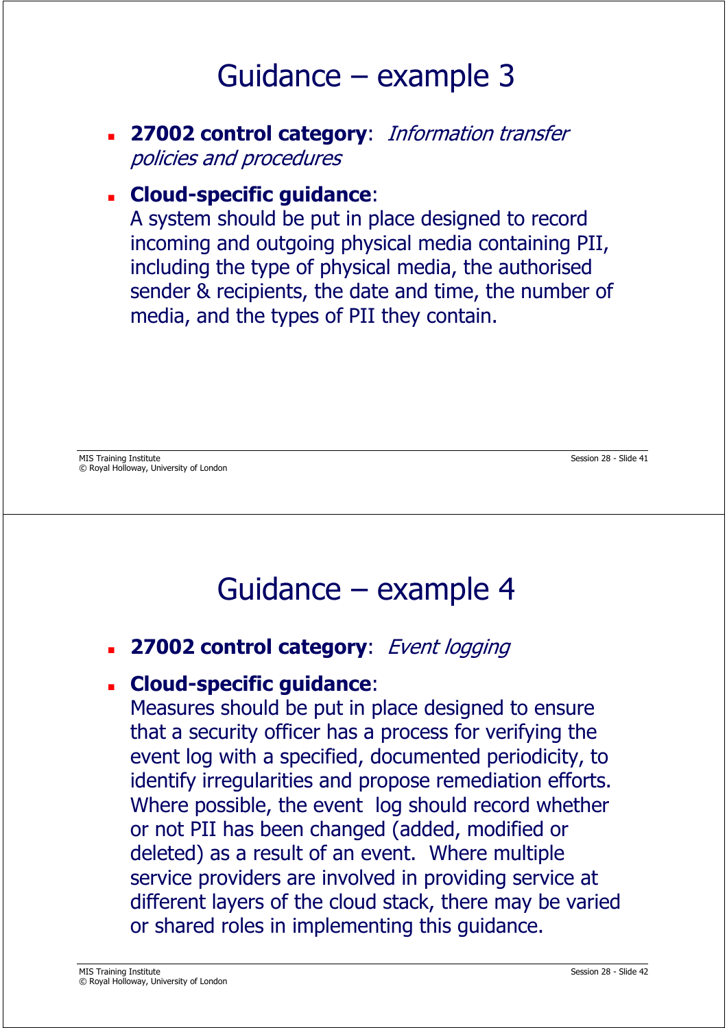# Guidance – example 3

- **27002 control category**: *Information transfer policies and procedures*
- **Cloud-specific guidance**:
  A system should be put in place designed to record incoming and outgoing physical media containing PII, including the type of physical media, the authorised sender & recipients, the date and time, the number of media, and the types of PII they contain.

# Guidance – example 4

- **27002 control category**: *Event logging*
- **Cloud-specific guidance**:
  Measures should be put in place designed to ensure that a security officer has a process for verifying the event log with a specified, documented periodicity, to identify irregularities and propose remediation efforts. Where possible, the event log should record whether or not PII has been changed (added, modified or deleted) as a result of an event. Where multiple service providers are involved in providing service at different layers of the cloud stack, there may be varied or shared roles in implementing this guidance.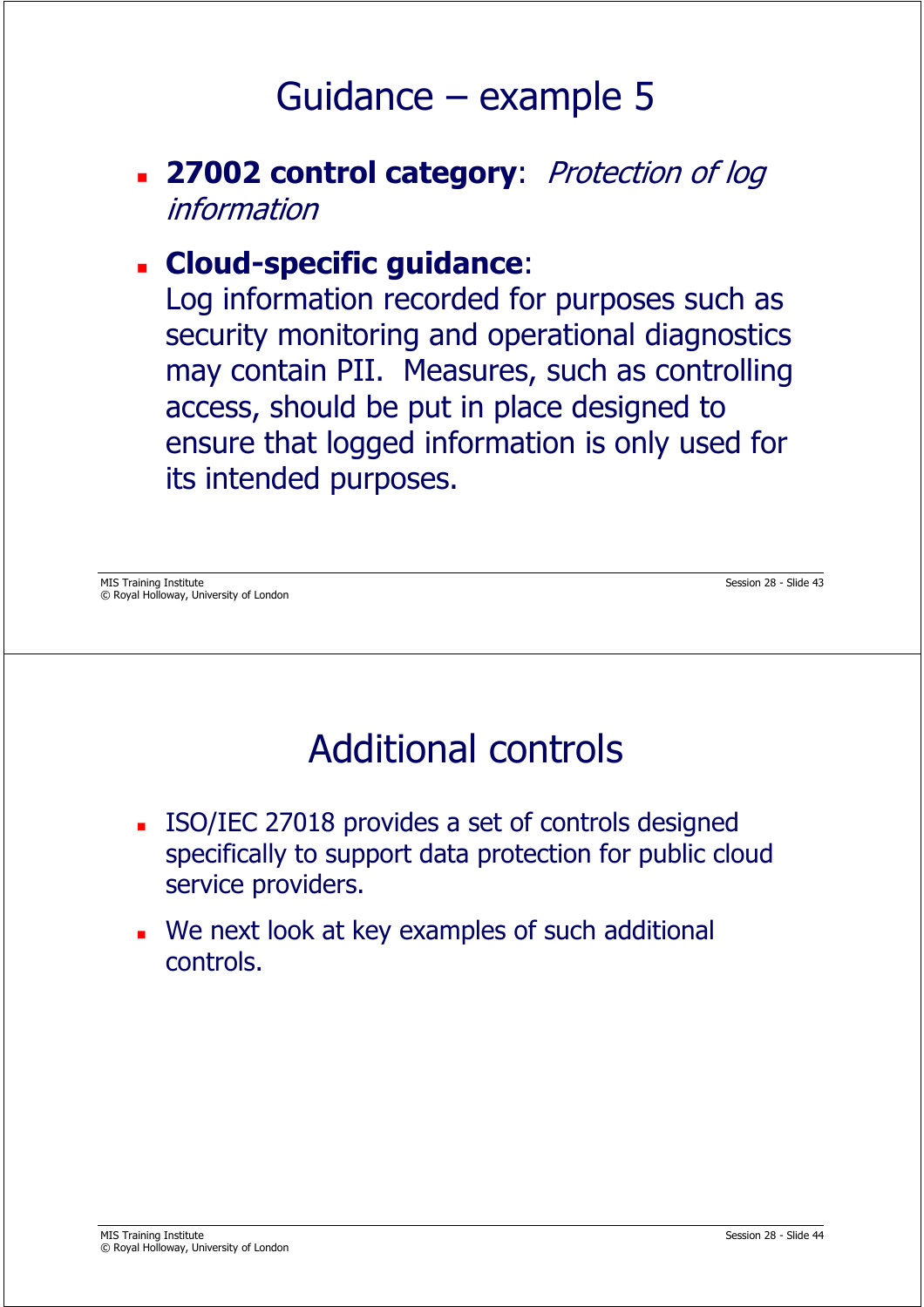# Guidance – example 5

- **27002 control category**: *Protection of log information*
- **Cloud-specific guidance**:
  Log information recorded for purposes such as security monitoring and operational diagnostics may contain PII. Measures, such as controlling access, should be put in place designed to ensure that logged information is only used for its intended purposes.

# Additional controls

- ISO/IEC 27018 provides a set of controls designed specifically to support data protection for public cloud service providers.
- We next look at key examples of such additional controls.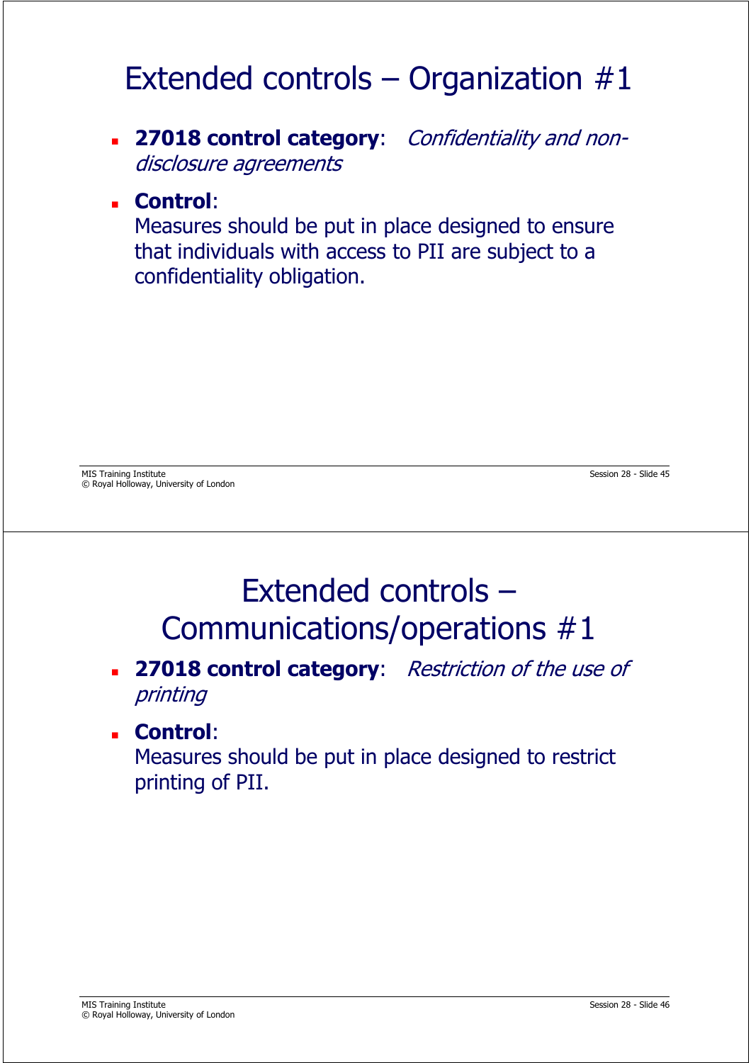# Extended controls – Organization #1

- **27018 control category**: *Confidentiality and non-disclosure agreements*
- **Control**:
  Measures should be put in place designed to ensure that individuals with access to PII are subject to a confidentiality obligation.

# Extended controls – Communications/operations #1

- **27018 control category**: *Restriction of the use of printing*
- **Control**:
  Measures should be put in place designed to restrict printing of PII.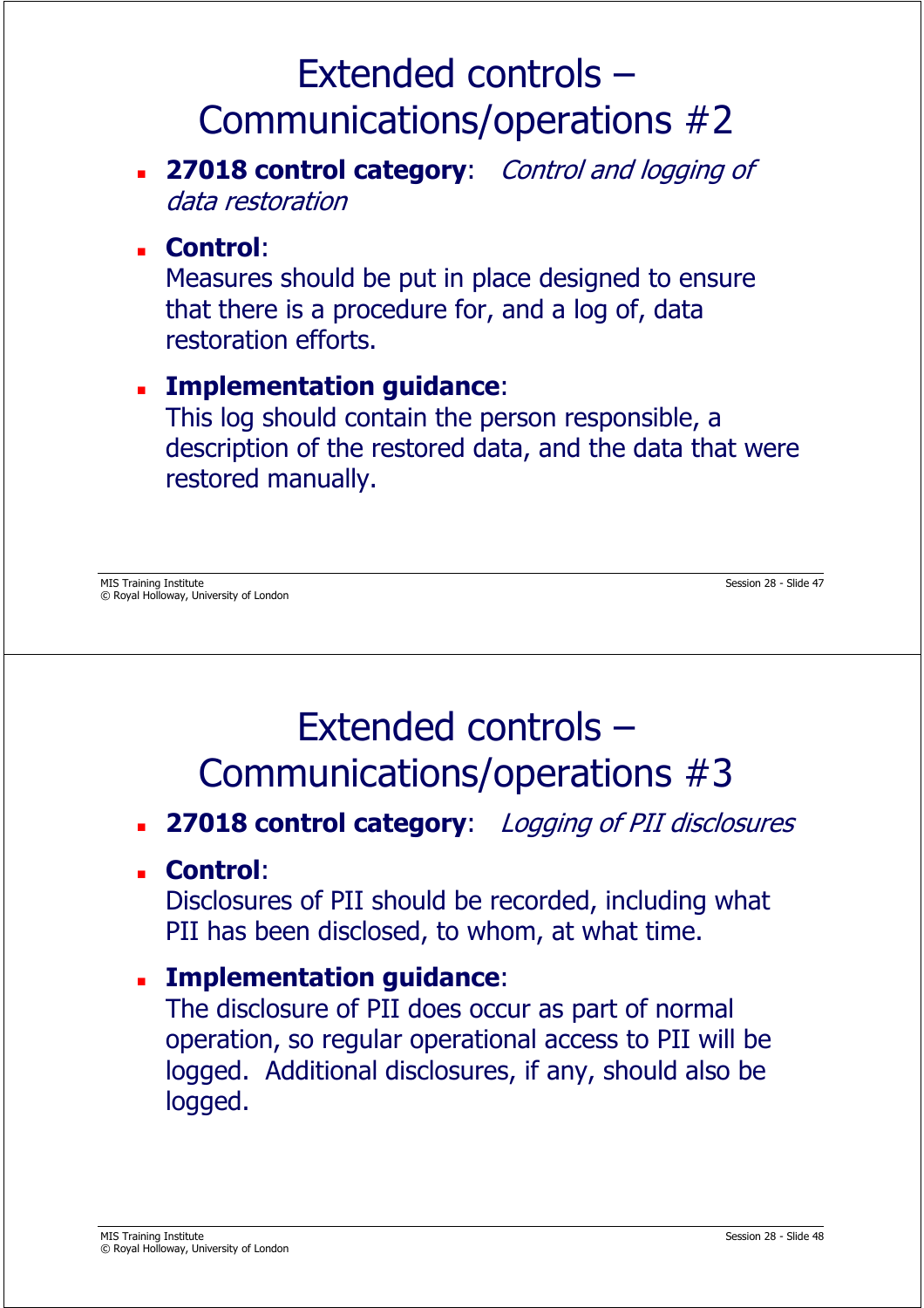# Extended controls – Communications/operations #2

- **27018 control category**: *Control and logging of data restoration*
- **Control**:
  Measures should be put in place designed to ensure that there is a procedure for, and a log of, data restoration efforts.
- **Implementation guidance**:
  This log should contain the person responsible, a description of the restored data, and the data that were restored manually.

# Extended controls – Communications/operations #3

- **27018 control category**: *Logging of PII disclosures*
- **Control**:
  Disclosures of PII should be recorded, including what PII has been disclosed, to whom, at what time.
- **Implementation guidance**:
  The disclosure of PII does occur as part of normal operation, so regular operational access to PII will be logged. Additional disclosures, if any, should also be logged.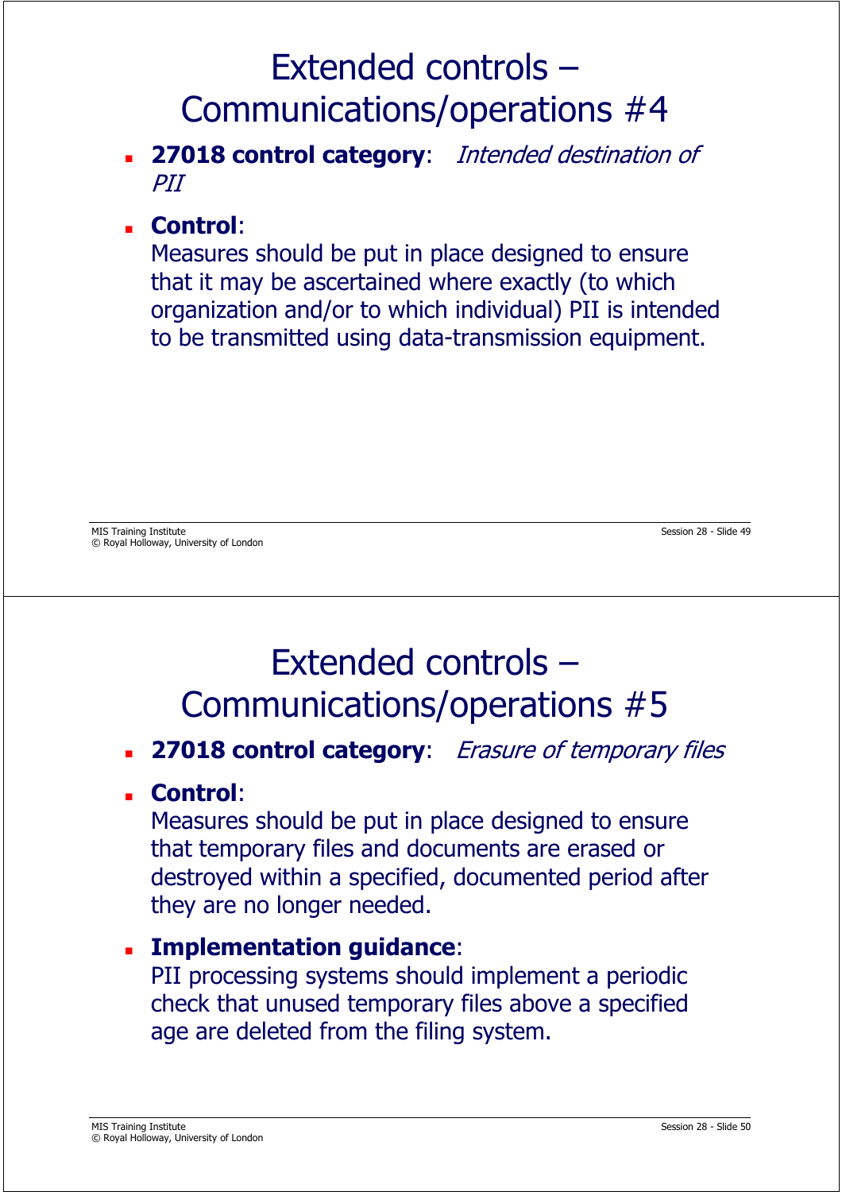# Extended controls – Communications/operations #4

- **27018 control category**: *Intended destination of PII*
- **Control**:
  Measures should be put in place designed to ensure that it may be ascertained where exactly (to which organization and/or to which individual) PII is intended to be transmitted using data-transmission equipment.

# Extended controls – Communications/operations #5

- **27018 control category**: *Erasure of temporary files*
- **Control**:
  Measures should be put in place designed to ensure that temporary files and documents are erased or destroyed within a specified, documented period after they are no longer needed.
- **Implementation guidance**:
  PII processing systems should implement a periodic check that unused temporary files above a specified age are deleted from the filing system.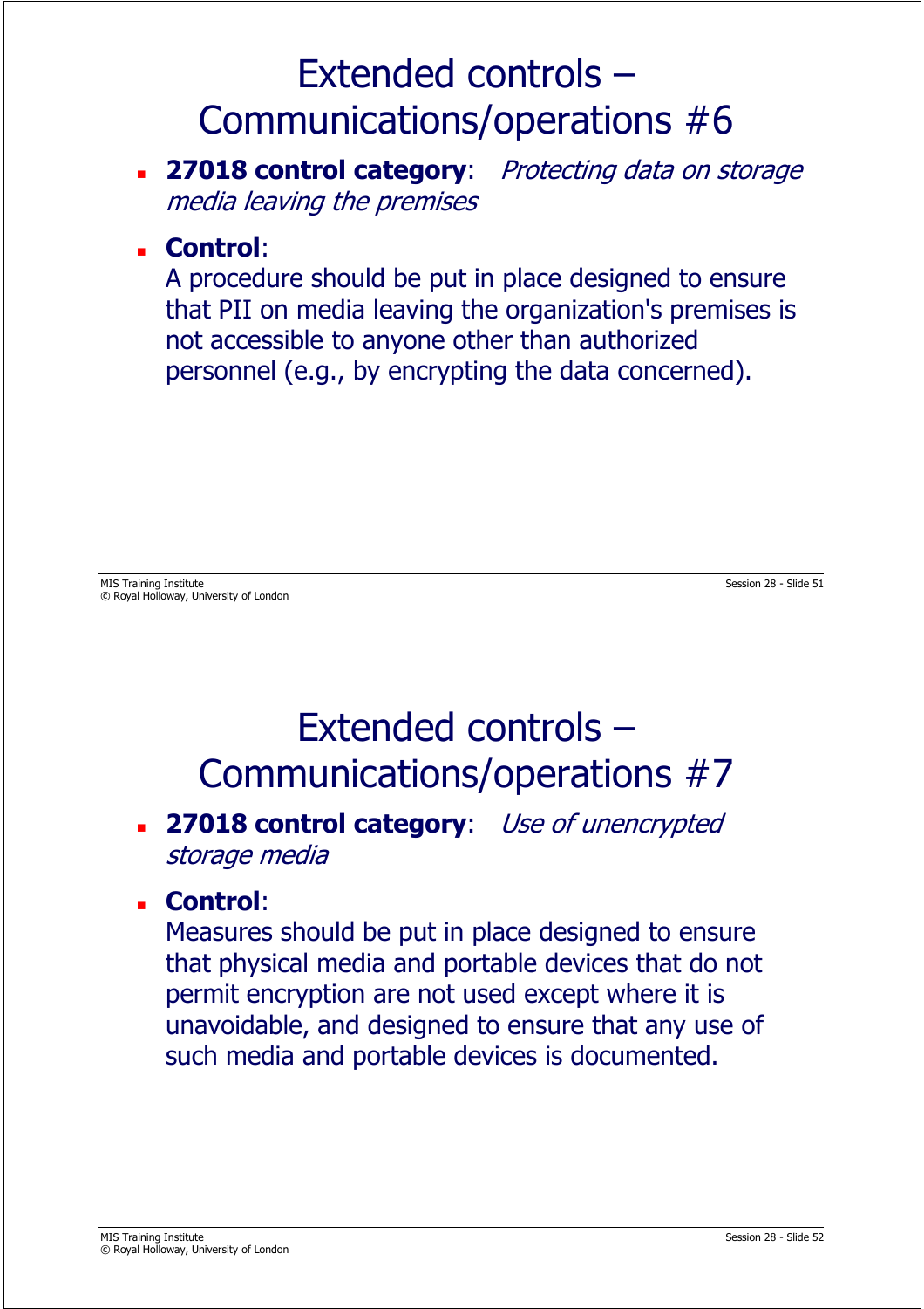# Extended controls – Communications/operations #6

- **27018 control category**: *Protecting data on storage media leaving the premises*
- **Control**:
  A procedure should be put in place designed to ensure that PII on media leaving the organization's premises is not accessible to anyone other than authorized personnel (e.g., by encrypting the data concerned).

# Extended controls – Communications/operations #7

- **27018 control category**: *Use of unencrypted storage media*
- **Control**:
  Measures should be put in place designed to ensure that physical media and portable devices that do not permit encryption are not used except where it is unavoidable, and designed to ensure that any use of such media and portable devices is documented.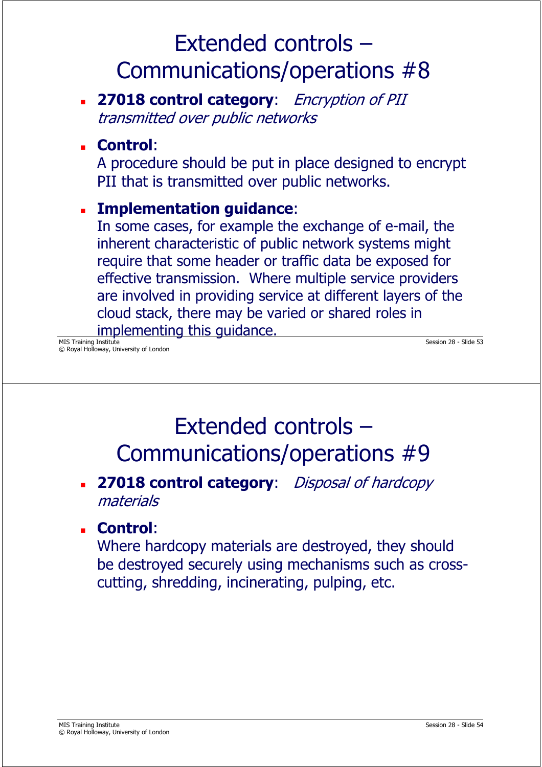# Extended controls – Communications/operations #8

- **27018 control category**: *Encryption of PII transmitted over public networks*
- **Control**:
  A procedure should be put in place designed to encrypt PII that is transmitted over public networks.
- **Implementation guidance**:
  In some cases, for example the exchange of e-mail, the inherent characteristic of public network systems might require that some header or traffic data be exposed for effective transmission. Where multiple service providers are involved in providing service at different layers of the cloud stack, there may be varied or shared roles in implementing this guidance.

# Extended controls – Communications/operations #9

- **27018 control category**: *Disposal of hardcopy materials*
- **Control**:
  Where hardcopy materials are destroyed, they should be destroyed securely using mechanisms such as cross-cutting, shredding, incinerating, pulping, etc.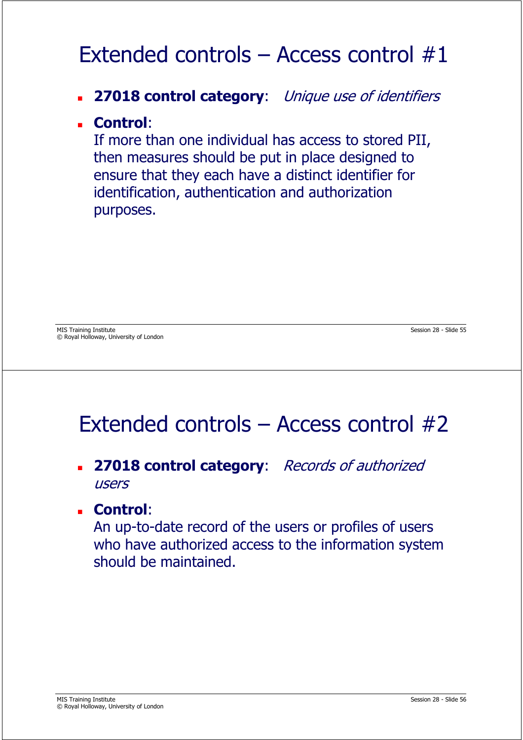# Extended controls – Access control #1

- **27018 control category**: *Unique use of identifiers*
- **Control**:
  If more than one individual has access to stored PII, then measures should be put in place designed to ensure that they each have a distinct identifier for identification, authentication and authorization purposes.

# Extended controls – Access control #2

- **27018 control category**: *Records of authorized users*
- **Control**:
  An up-to-date record of the users or profiles of users who have authorized access to the information system should be maintained.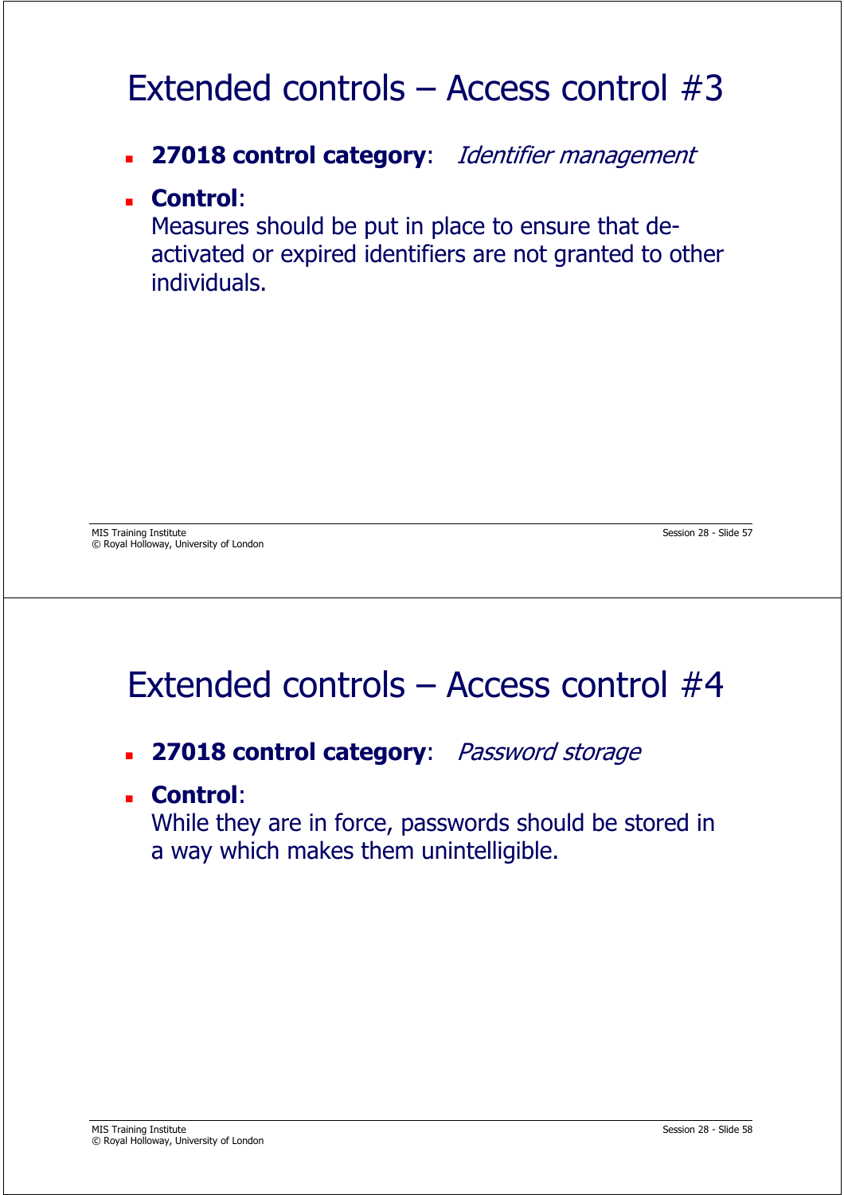# Extended controls – Access control #3

- **27018 control category**: *Identifier management*
- **Control**:
  Measures should be put in place to ensure that de-activated or expired identifiers are not granted to other individuals.

# Extended controls – Access control #4

- **27018 control category**: *Password storage*
- **Control**:
  While they are in force, passwords should be stored in a way which makes them unintelligible.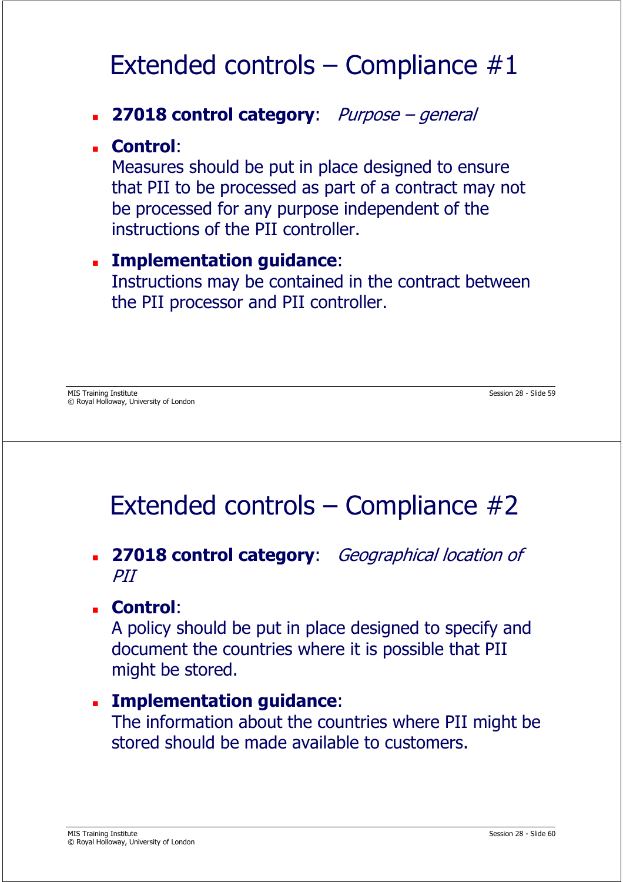# Extended controls – Compliance #1

- **27018 control category**: *Purpose – general*
- **Control**:
  Measures should be put in place designed to ensure that PII to be processed as part of a contract may not be processed for any purpose independent of the instructions of the PII controller.
- **Implementation guidance**:
  Instructions may be contained in the contract between the PII processor and PII controller.

# Extended controls – Compliance #2

- **27018 control category**: *Geographical location of PII*
- **Control**:
  A policy should be put in place designed to specify and document the countries where it is possible that PII might be stored.
- **Implementation guidance**:
  The information about the countries where PII might be stored should be made available to customers.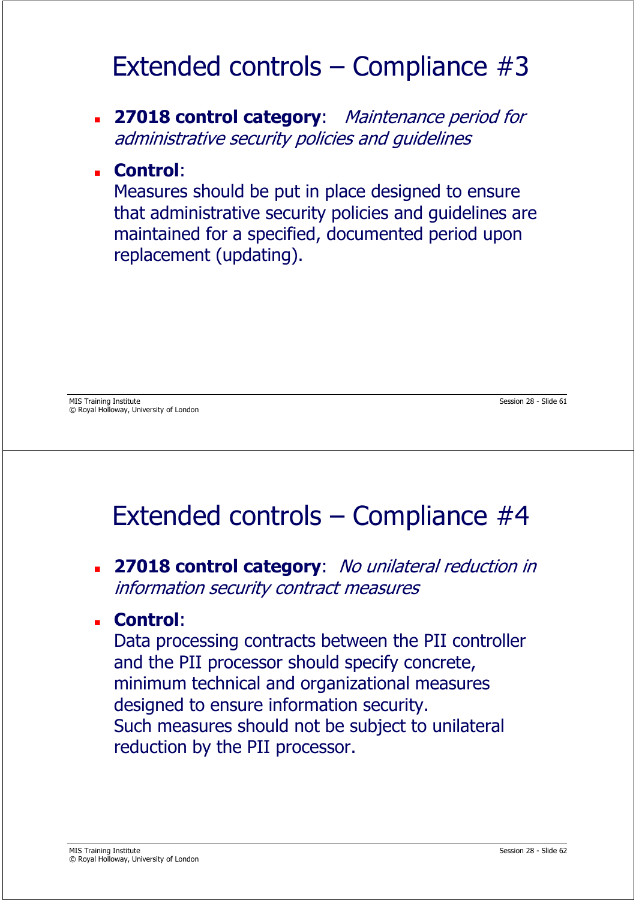# Extended controls – Compliance #3

- **27018 control category**: *Maintenance period for administrative security policies and guidelines*
- **Control**:
  Measures should be put in place designed to ensure that administrative security policies and guidelines are maintained for a specified, documented period upon replacement (updating).

# Extended controls – Compliance #4

- **27018 control category**: *No unilateral reduction in information security contract measures*
- **Control**:
  Data processing contracts between the PII controller and the PII processor should specify concrete, minimum technical and organizational measures designed to ensure information security.
  Such measures should not be subject to unilateral reduction by the PII processor.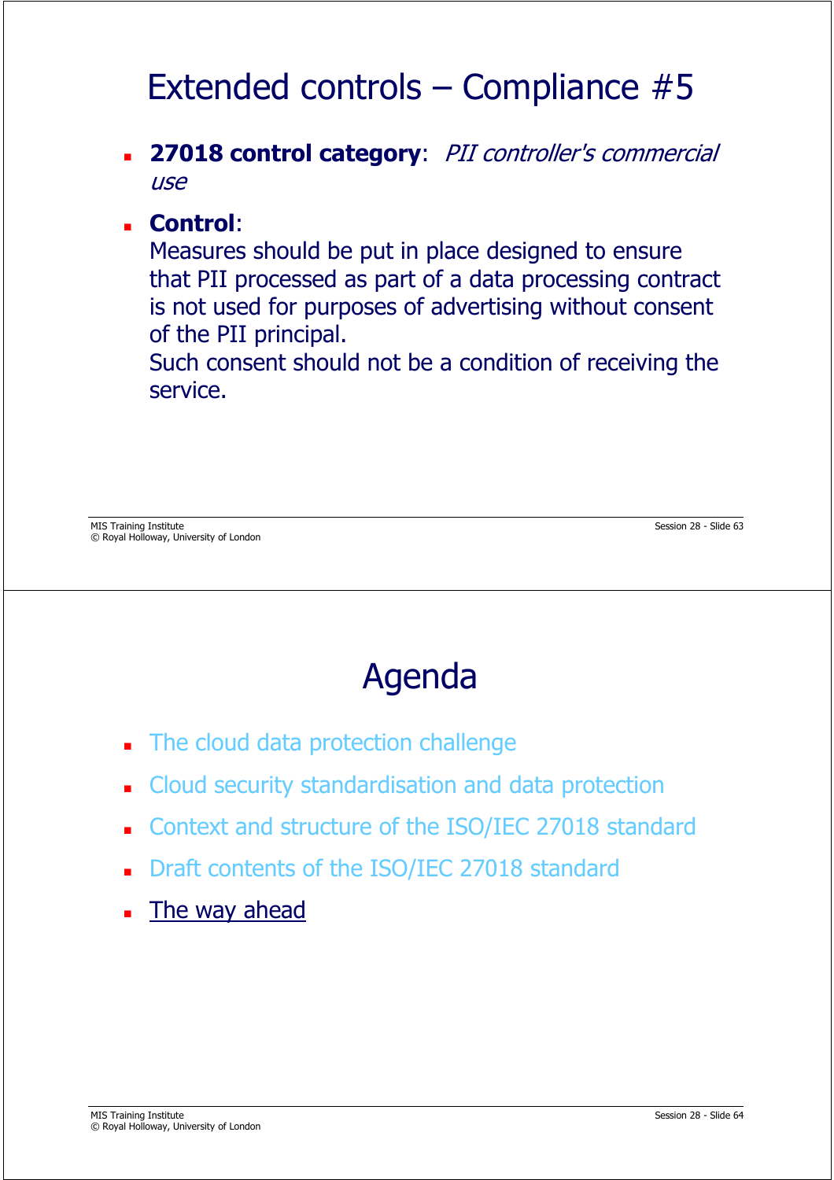# Extended controls – Compliance #5

- **27018 control category**: *PII controller's commercial use*
- **Control**:
  Measures should be put in place designed to ensure that PII processed as part of a data processing contract is not used for purposes of advertising without consent of the PII principal.
  Such consent should not be a condition of receiving the service.

# Agenda

- The cloud data protection challenge
- Cloud security standardisation and data protection
- Context and structure of the ISO/IEC 27018 standard
- Draft contents of the ISO/IEC 27018 standard
- The way ahead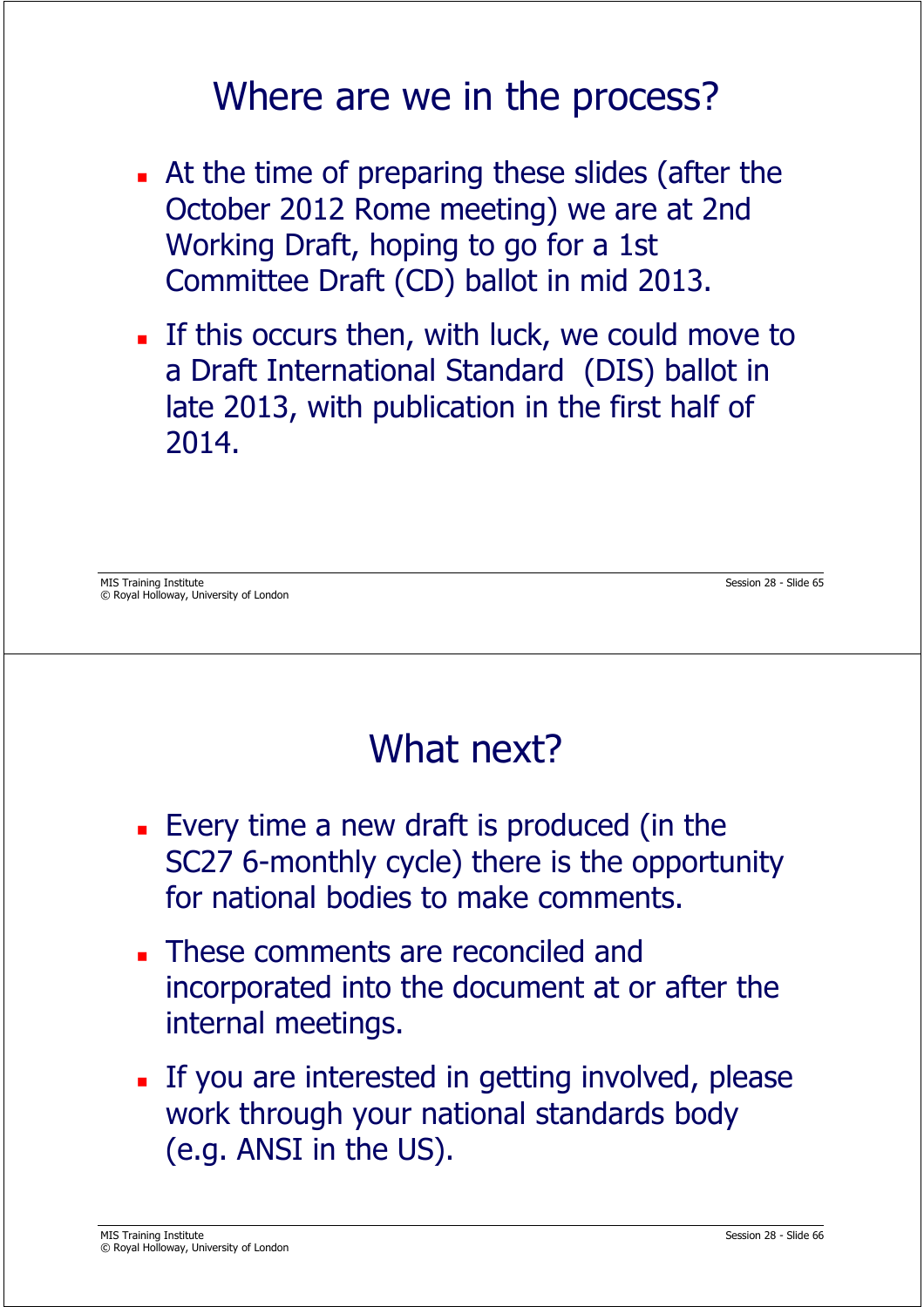# Where are we in the process?

- At the time of preparing these slides (after the October 2012 Rome meeting) we are at 2nd Working Draft, hoping to go for a 1st Committee Draft (CD) ballot in mid 2013.
- If this occurs then, with luck, we could move to a Draft International Standard (DIS) ballot in late 2013, with publication in the first half of 2014.

# What next?

- Every time a new draft is produced (in the SC27 6-monthly cycle) there is the opportunity for national bodies to make comments.
- These comments are reconciled and incorporated into the document at or after the internal meetings.
- If you are interested in getting involved, please work through your national standards body (e.g. ANSI in the US).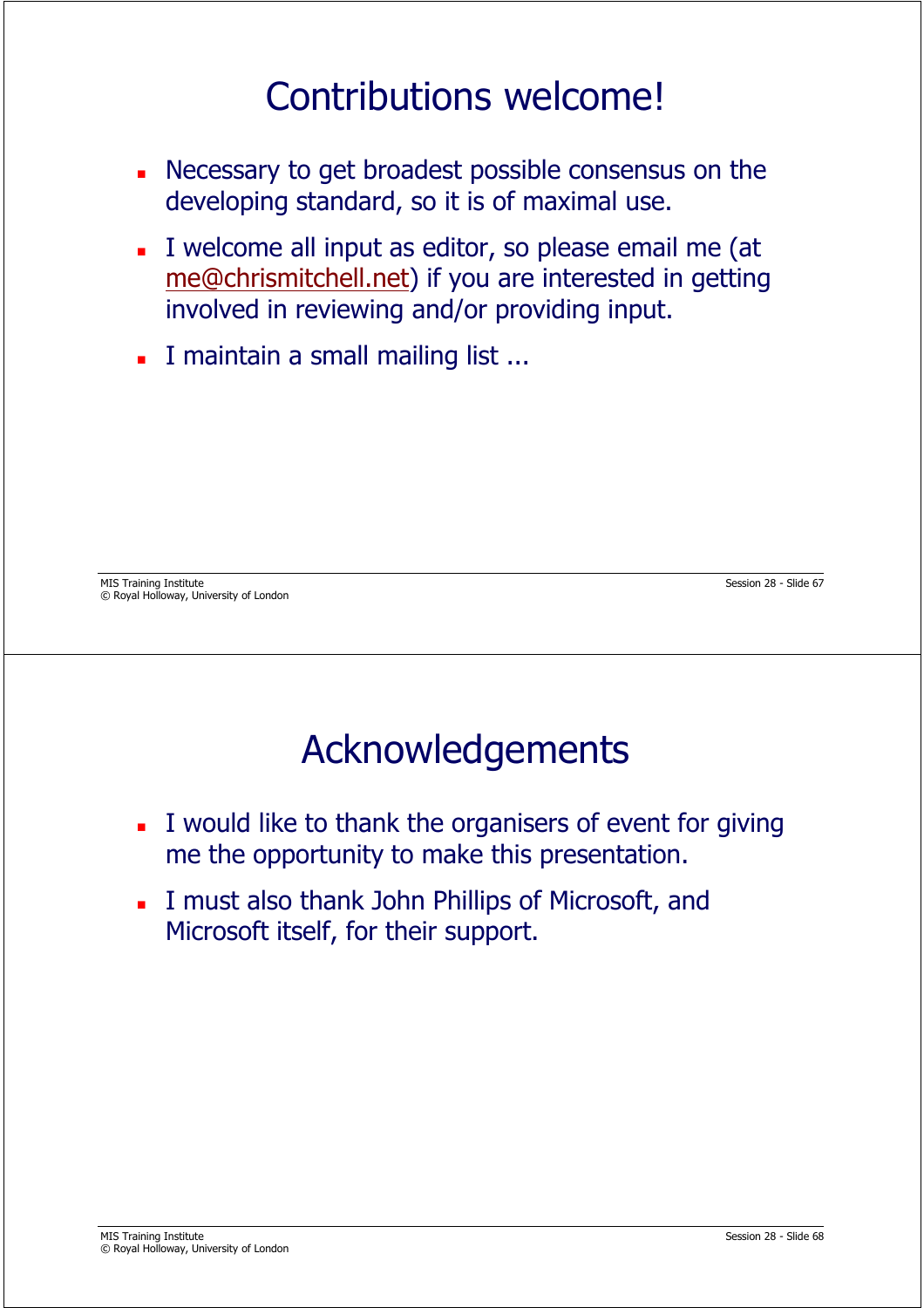# Contributions welcome!

- Necessary to get broadest possible consensus on the developing standard, so it is of maximal use.
- I welcome all input as editor, so please email me (at me@chrismitchell.net) if you are interested in getting involved in reviewing and/or providing input.
- I maintain a small mailing list ...

# Acknowledgements

- I would like to thank the organisers of event for giving me the opportunity to make this presentation.
- I must also thank John Phillips of Microsoft, and Microsoft itself, for their support.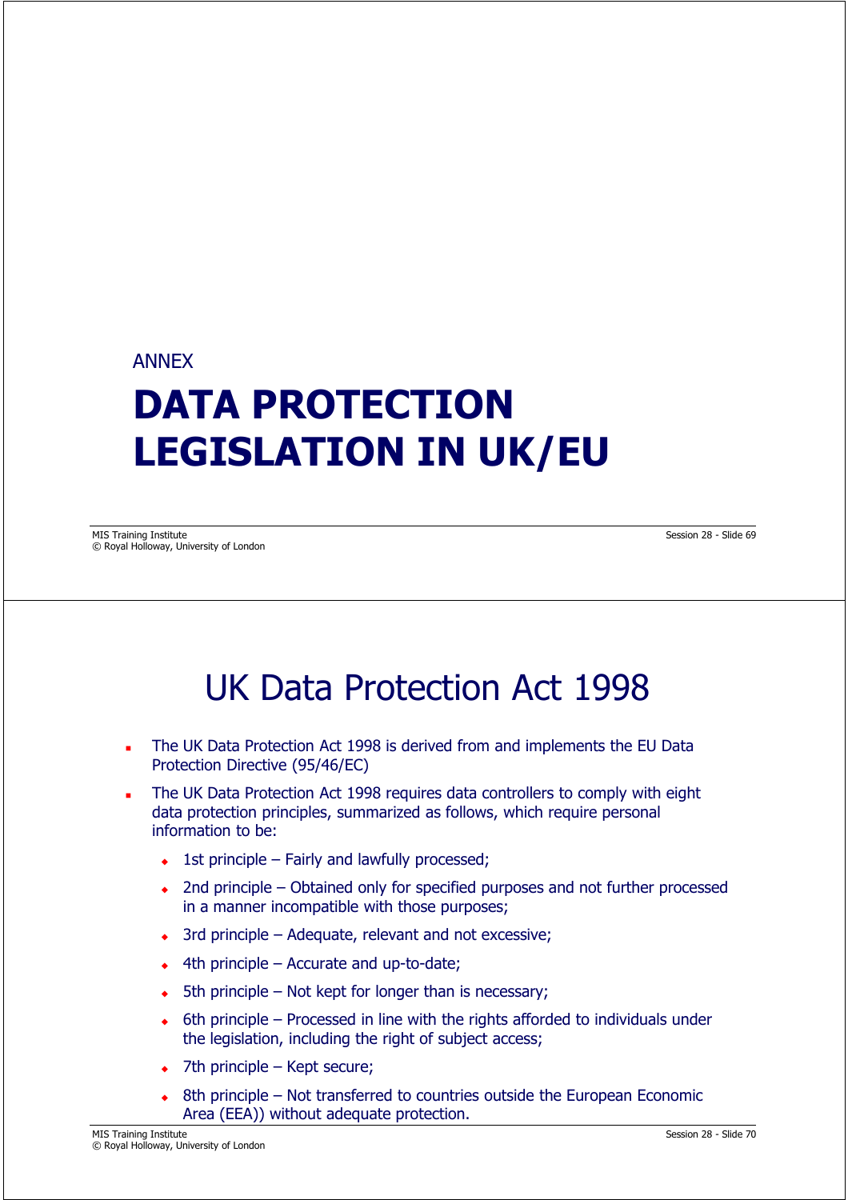ANNEX

# DATA PROTECTION LEGISLATION IN UK/EU

# UK Data Protection Act 1998

- The UK Data Protection Act 1998 is derived from and implements the EU Data Protection Directive (95/46/EC)
- The UK Data Protection Act 1998 requires data controllers to comply with eight data protection principles, summarized as follows, which require personal information to be:
  - 1st principle – Fairly and lawfully processed;
  - 2nd principle – Obtained only for specified purposes and not further processed in a manner incompatible with those purposes;
  - 3rd principle – Adequate, relevant and not excessive;
  - 4th principle – Accurate and up-to-date;
  - 5th principle – Not kept for longer than is necessary;
  - 6th principle – Processed in line with the rights afforded to individuals under the legislation, including the right of subject access;
  - 7th principle – Kept secure;
  - 8th principle – Not transferred to countries outside the European Economic Area (EEA)) without adequate protection.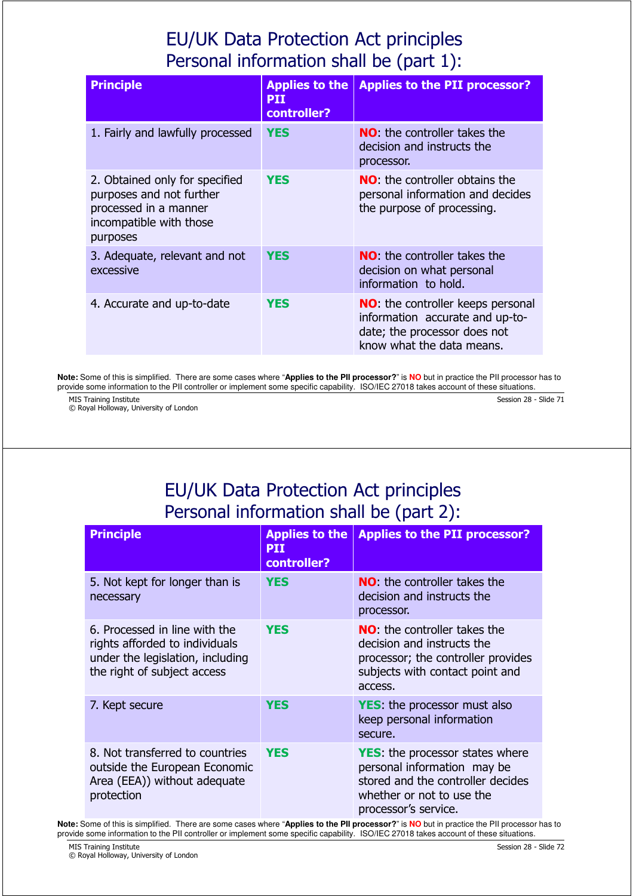# EU/UK Data Protection Act principles

## Personal information shall be (part 1):

| Principle | Applies to the PII controller? | Applies to the PII processor? |
| --- | --- | --- |
| 1. Fairly and lawfully processed | **YES** | **NO**: the controller takes the decision and instructs the processor. |
| 2. Obtained only for specified purposes and not further processed in a manner incompatible with those purposes | **YES** | **NO**: the controller obtains the personal information and decides the purpose of processing. |
| 3. Adequate, relevant and not excessive | **YES** | **NO**: the controller takes the decision on what personal information to hold. |
| 4. Accurate and up-to-date | **YES** | **NO**: the controller keeps personal information accurate and up-to-date; the processor does not know what the data means. |

**Note:** Some of this is simplified. There are some cases where "**Applies to the PII processor?**" is **NO** but in practice the PII processor has to provide some information to the PII controller or implement some specific capability. ISO/IEC 27018 takes account of these situations.

MIS Training Institute
© Royal Holloway, University of London

Session 28 - Slide 71

# EU/UK Data Protection Act principles

## Personal information shall be (part 2):

| Principle | Applies to the PII controller? | Applies to the PII processor? |
| --- | --- | --- |
| 5. Not kept for longer than is necessary | **YES** | **NO**: the controller takes the decision and instructs the processor. |
| 6. Processed in line with the rights afforded to individuals under the legislation, including the right of subject access | **YES** | **NO**: the controller takes the decision and instructs the processor; the controller provides subjects with contact point and access. |
| 7. Kept secure | **YES** | **YES**: the processor must also keep personal information secure. |
| 8. Not transferred to countries outside the European Economic Area (EEA)) without adequate protection | **YES** | **YES**: the processor states where personal information may be stored and the controller decides whether or not to use the processor's service. |

**Note:** Some of this is simplified. There are some cases where "**Applies to the PII processor?**" is **NO** but in practice the PII processor has to provide some information to the PII controller or implement some specific capability. ISO/IEC 27018 takes account of these situations.

MIS Training Institute
© Royal Holloway, University of London

Session 28 - Slide 72